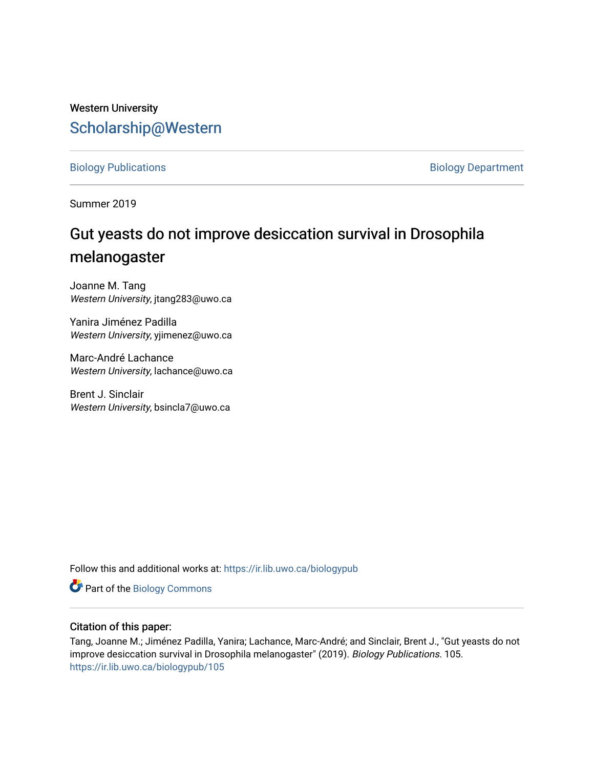Western University

Scholarship@Western

Biology Publications

Biology Department

Summer 2019

# Gut yeasts do not improve desiccation survival in Drosophila melanogaster

Joanne M. Tang
*Western University*, jtang283@uwo.ca

Yanira Jiménez Padilla
*Western University*, yjimenez@uwo.ca

Marc-André Lachance
*Western University*, lachance@uwo.ca

Brent J. Sinclair
*Western University*, bsincla7@uwo.ca

Follow this and additional works at: https://ir.lib.uwo.ca/biologypub

Part of the Biology Commons

## Citation of this paper:

Tang, Joanne M.; Jiménez Padilla, Yanira; Lachance, Marc-André; and Sinclair, Brent J., "Gut yeasts do not improve desiccation survival in Drosophila melanogaster" (2019). *Biology Publications*. 105.
https://ir.lib.uwo.ca/biologypub/105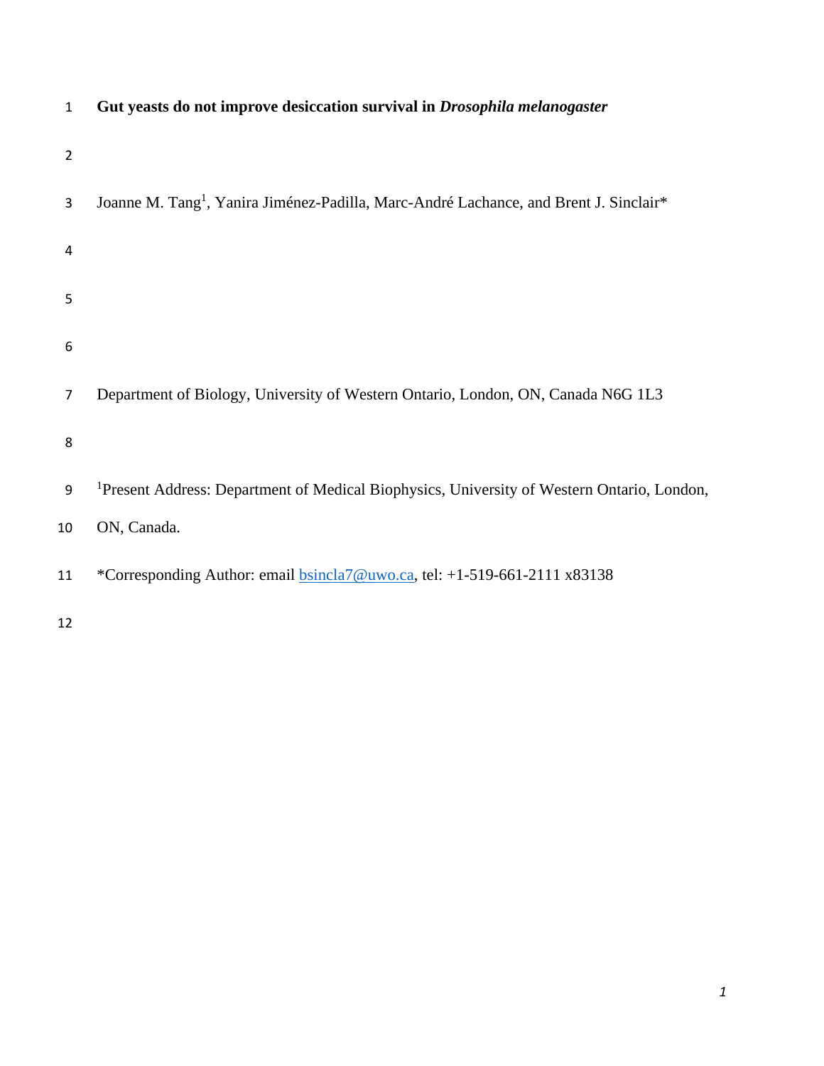# Gut yeasts do not improve desiccation survival in *Drosophila melanogaster*

Joanne M. Tang[1], Yanira Jiménez-Padilla, Marc-André Lachance, and Brent J. Sinclair*

Department of Biology, University of Western Ontario, London, ON, Canada N6G 1L3

[1]Present Address: Department of Medical Biophysics, University of Western Ontario, London, ON, Canada.

*Corresponding Author: email bsincla7@uwo.ca, tel: +1-519-661-2111 x83138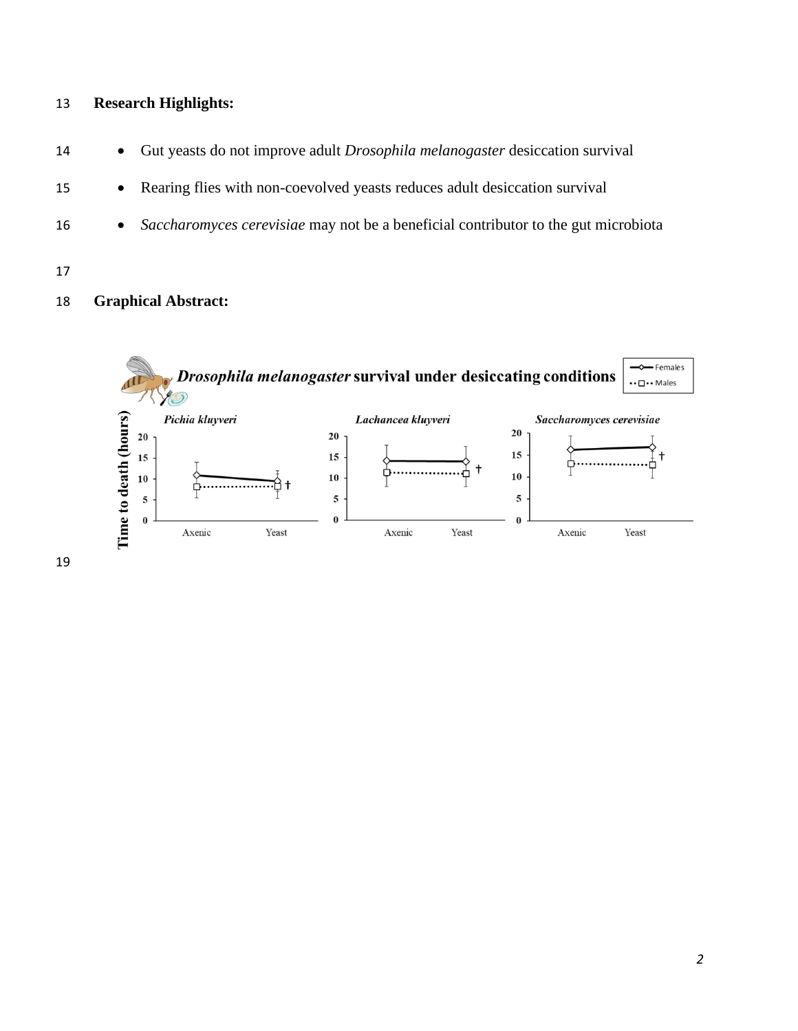**Research Highlights:**

- Gut yeasts do not improve adult *Drosophila melanogaster* desiccation survival
- Rearing flies with non-coevolved yeasts reduces adult desiccation survival
- *Saccharomyces cerevisiae* may not be a beneficial contributor to the gut microbiota

**Graphical Abstract:**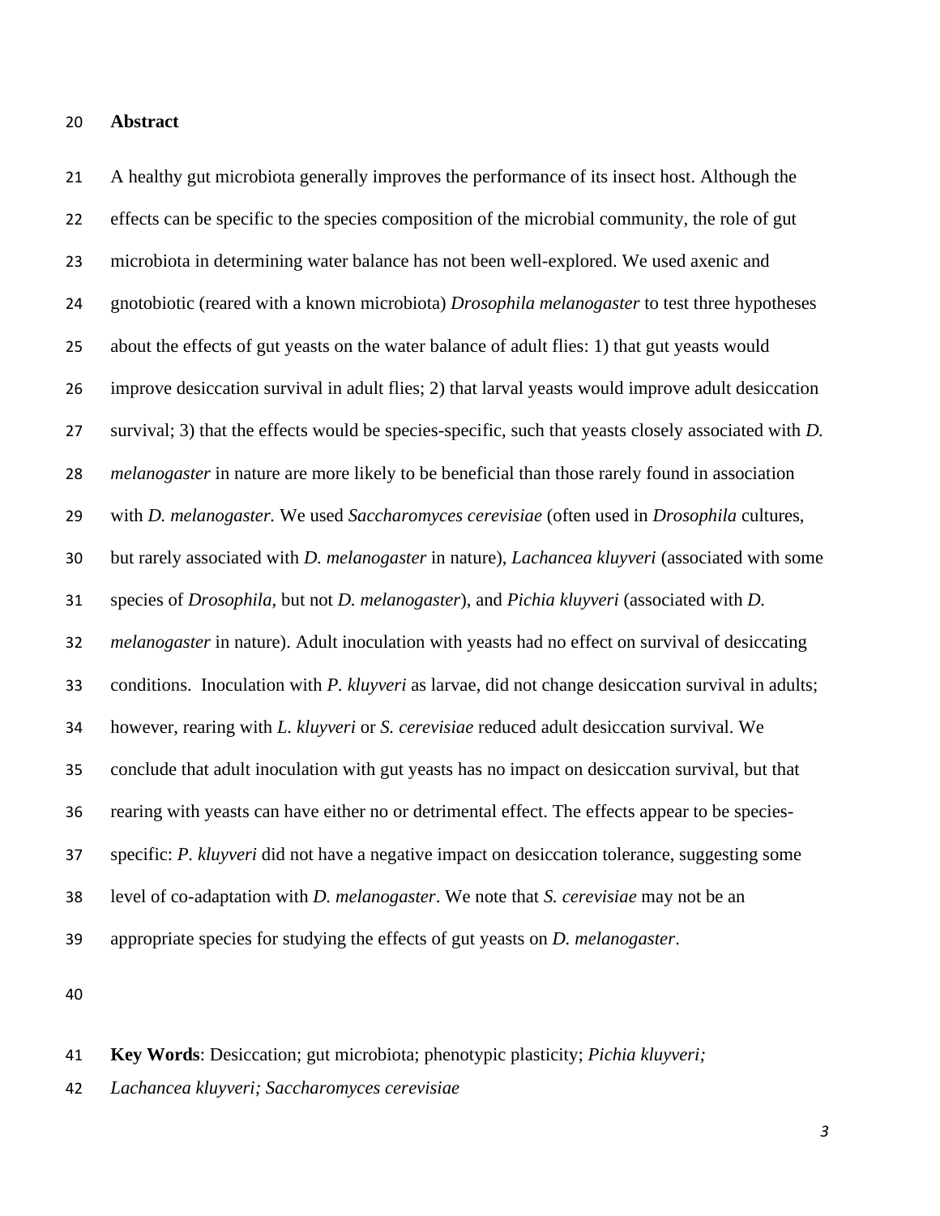## Abstract

A healthy gut microbiota generally improves the performance of its insect host. Although the effects can be specific to the species composition of the microbial community, the role of gut microbiota in determining water balance has not been well-explored. We used axenic and gnotobiotic (reared with a known microbiota) *Drosophila melanogaster* to test three hypotheses about the effects of gut yeasts on the water balance of adult flies: 1) that gut yeasts would improve desiccation survival in adult flies; 2) that larval yeasts would improve adult desiccation survival; 3) that the effects would be species-specific, such that yeasts closely associated with *D. melanogaster* in nature are more likely to be beneficial than those rarely found in association with *D. melanogaster.* We used *Saccharomyces cerevisiae* (often used in *Drosophila* cultures, but rarely associated with *D. melanogaster* in nature), *Lachancea kluyveri* (associated with some species of *Drosophila*, but not *D. melanogaster*), and *Pichia kluyveri* (associated with *D. melanogaster* in nature). Adult inoculation with yeasts had no effect on survival of desiccating conditions. Inoculation with *P. kluyveri* as larvae, did not change desiccation survival in adults; however, rearing with *L. kluyveri* or *S. cerevisiae* reduced adult desiccation survival. We conclude that adult inoculation with gut yeasts has no impact on desiccation survival, but that rearing with yeasts can have either no or detrimental effect. The effects appear to be species-specific: *P. kluyveri* did not have a negative impact on desiccation tolerance, suggesting some level of co-adaptation with *D. melanogaster*. We note that *S. cerevisiae* may not be an appropriate species for studying the effects of gut yeasts on *D. melanogaster*.

**Key Words**: Desiccation; gut microbiota; phenotypic plasticity; *Pichia kluyveri; Lachancea kluyveri; Saccharomyces cerevisiae*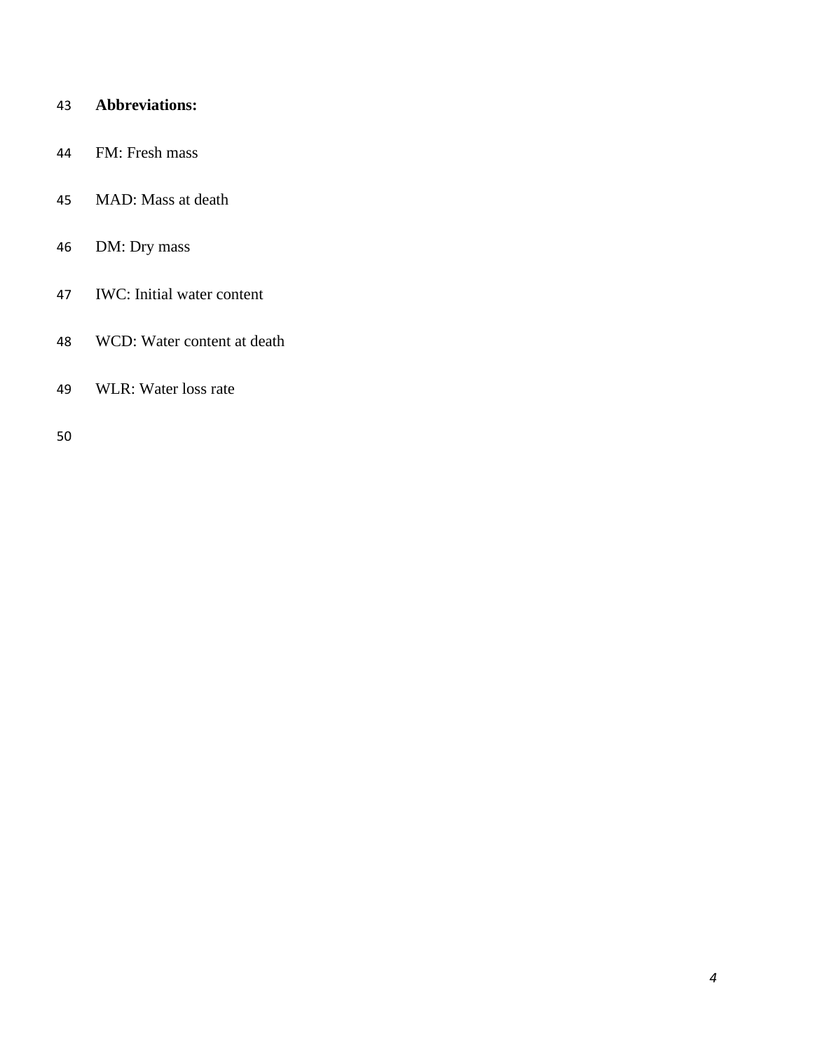**Abbreviations:**

FM: Fresh mass

MAD: Mass at death

DM: Dry mass

IWC: Initial water content

WCD: Water content at death

WLR: Water loss rate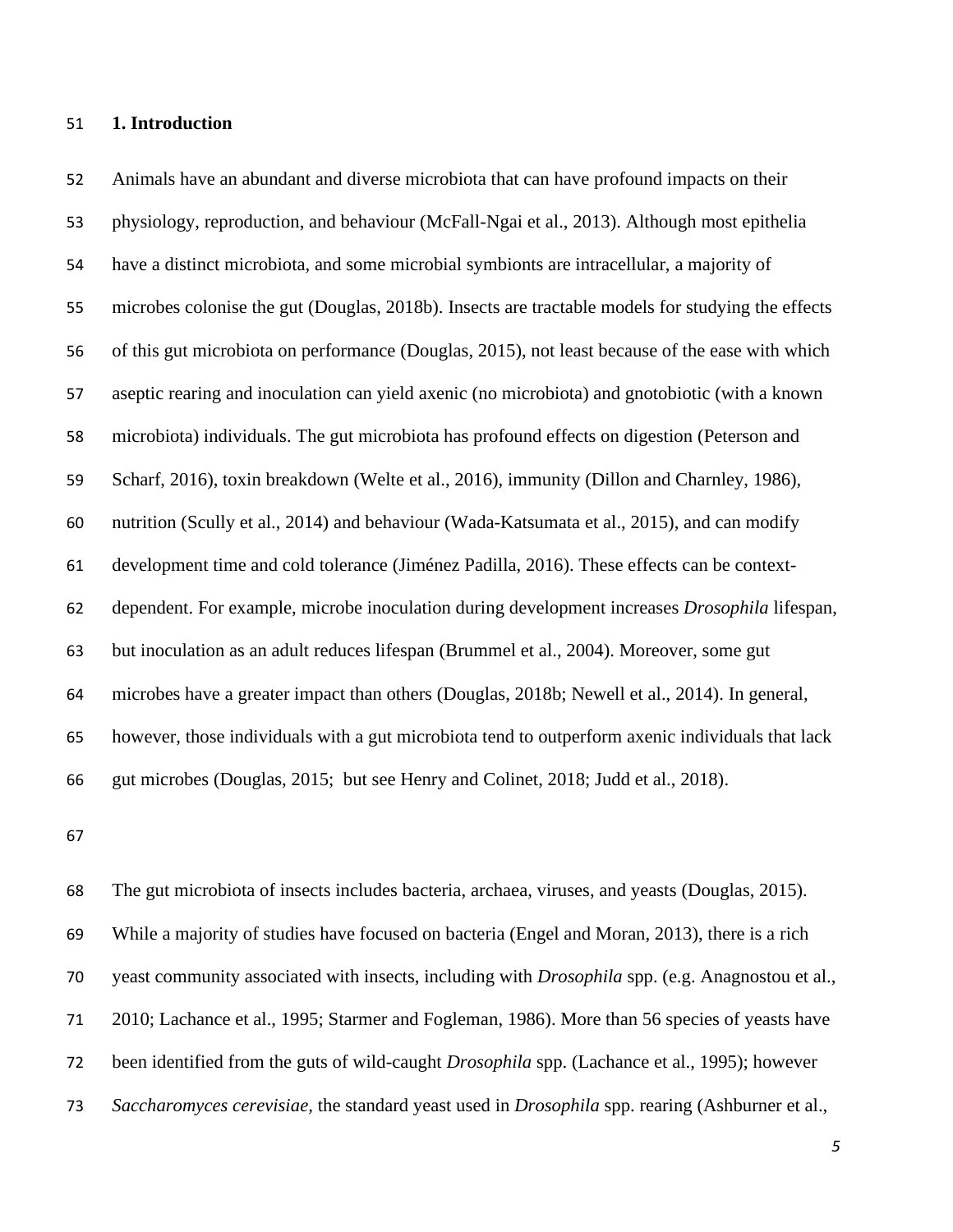## 1. Introduction

Animals have an abundant and diverse microbiota that can have profound impacts on their physiology, reproduction, and behaviour (McFall-Ngai et al., 2013). Although most epithelia have a distinct microbiota, and some microbial symbionts are intracellular, a majority of microbes colonise the gut (Douglas, 2018b). Insects are tractable models for studying the effects of this gut microbiota on performance (Douglas, 2015), not least because of the ease with which aseptic rearing and inoculation can yield axenic (no microbiota) and gnotobiotic (with a known microbiota) individuals. The gut microbiota has profound effects on digestion (Peterson and Scharf, 2016), toxin breakdown (Welte et al., 2016), immunity (Dillon and Charnley, 1986), nutrition (Scully et al., 2014) and behaviour (Wada-Katsumata et al., 2015), and can modify development time and cold tolerance (Jiménez Padilla, 2016). These effects can be context-dependent. For example, microbe inoculation during development increases *Drosophila* lifespan, but inoculation as an adult reduces lifespan (Brummel et al., 2004). Moreover, some gut microbes have a greater impact than others (Douglas, 2018b; Newell et al., 2014). In general, however, those individuals with a gut microbiota tend to outperform axenic individuals that lack gut microbes (Douglas, 2015; but see Henry and Colinet, 2018; Judd et al., 2018).

The gut microbiota of insects includes bacteria, archaea, viruses, and yeasts (Douglas, 2015). While a majority of studies have focused on bacteria (Engel and Moran, 2013), there is a rich yeast community associated with insects, including with *Drosophila* spp. (e.g. Anagnostou et al., 2010; Lachance et al., 1995; Starmer and Fogleman, 1986). More than 56 species of yeasts have been identified from the guts of wild-caught *Drosophila* spp. (Lachance et al., 1995); however *Saccharomyces cerevisiae*, the standard yeast used in *Drosophila* spp. rearing (Ashburner et al.,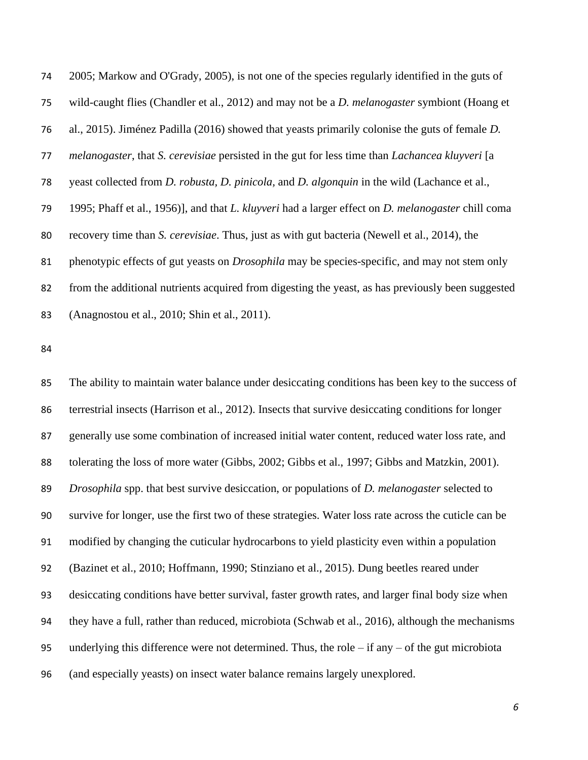2005; Markow and O'Grady, 2005), is not one of the species regularly identified in the guts of wild-caught flies (Chandler et al., 2012) and may not be a *D. melanogaster* symbiont (Hoang et al., 2015). Jiménez Padilla (2016) showed that yeasts primarily colonise the guts of female *D. melanogaster*, that *S. cerevisiae* persisted in the gut for less time than *Lachancea kluyveri* [a yeast collected from *D. robusta*, *D. pinicola*, and *D. algonquin* in the wild (Lachance et al., 1995; Phaff et al., 1956)], and that *L. kluyveri* had a larger effect on *D. melanogaster* chill coma recovery time than *S. cerevisiae*. Thus, just as with gut bacteria (Newell et al., 2014), the phenotypic effects of gut yeasts on *Drosophila* may be species-specific, and may not stem only from the additional nutrients acquired from digesting the yeast, as has previously been suggested (Anagnostou et al., 2010; Shin et al., 2011).

The ability to maintain water balance under desiccating conditions has been key to the success of terrestrial insects (Harrison et al., 2012). Insects that survive desiccating conditions for longer generally use some combination of increased initial water content, reduced water loss rate, and tolerating the loss of more water (Gibbs, 2002; Gibbs et al., 1997; Gibbs and Matzkin, 2001). *Drosophila* spp. that best survive desiccation, or populations of *D. melanogaster* selected to survive for longer, use the first two of these strategies. Water loss rate across the cuticle can be modified by changing the cuticular hydrocarbons to yield plasticity even within a population (Bazinet et al., 2010; Hoffmann, 1990; Stinziano et al., 2015). Dung beetles reared under desiccating conditions have better survival, faster growth rates, and larger final body size when they have a full, rather than reduced, microbiota (Schwab et al., 2016), although the mechanisms underlying this difference were not determined. Thus, the role – if any – of the gut microbiota (and especially yeasts) on insect water balance remains largely unexplored.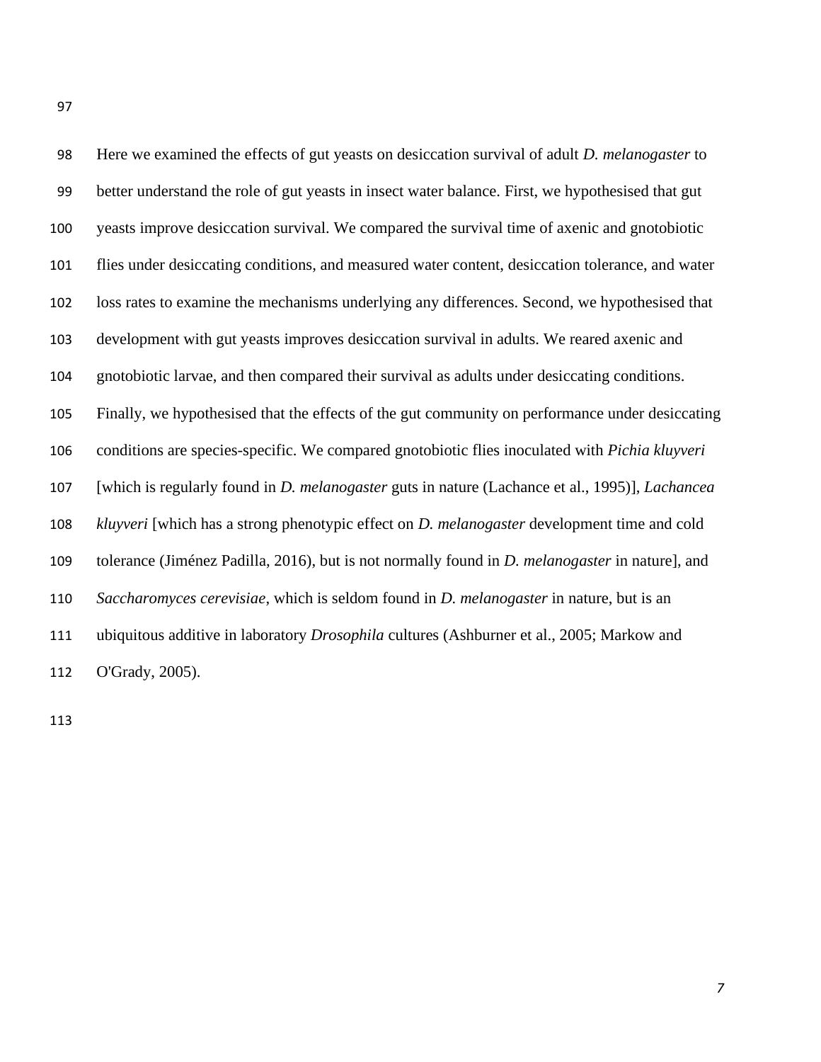Here we examined the effects of gut yeasts on desiccation survival of adult *D. melanogaster* to better understand the role of gut yeasts in insect water balance. First, we hypothesised that gut yeasts improve desiccation survival. We compared the survival time of axenic and gnotobiotic flies under desiccating conditions, and measured water content, desiccation tolerance, and water loss rates to examine the mechanisms underlying any differences. Second, we hypothesised that development with gut yeasts improves desiccation survival in adults. We reared axenic and gnotobiotic larvae, and then compared their survival as adults under desiccating conditions. Finally, we hypothesised that the effects of the gut community on performance under desiccating conditions are species-specific. We compared gnotobiotic flies inoculated with *Pichia kluyveri* [which is regularly found in *D. melanogaster* guts in nature (Lachance et al., 1995)], *Lachancea kluyveri* [which has a strong phenotypic effect on *D. melanogaster* development time and cold tolerance (Jiménez Padilla, 2016), but is not normally found in *D. melanogaster* in nature], and *Saccharomyces cerevisiae*, which is seldom found in *D. melanogaster* in nature, but is an ubiquitous additive in laboratory *Drosophila* cultures (Ashburner et al., 2005; Markow and O'Grady, 2005).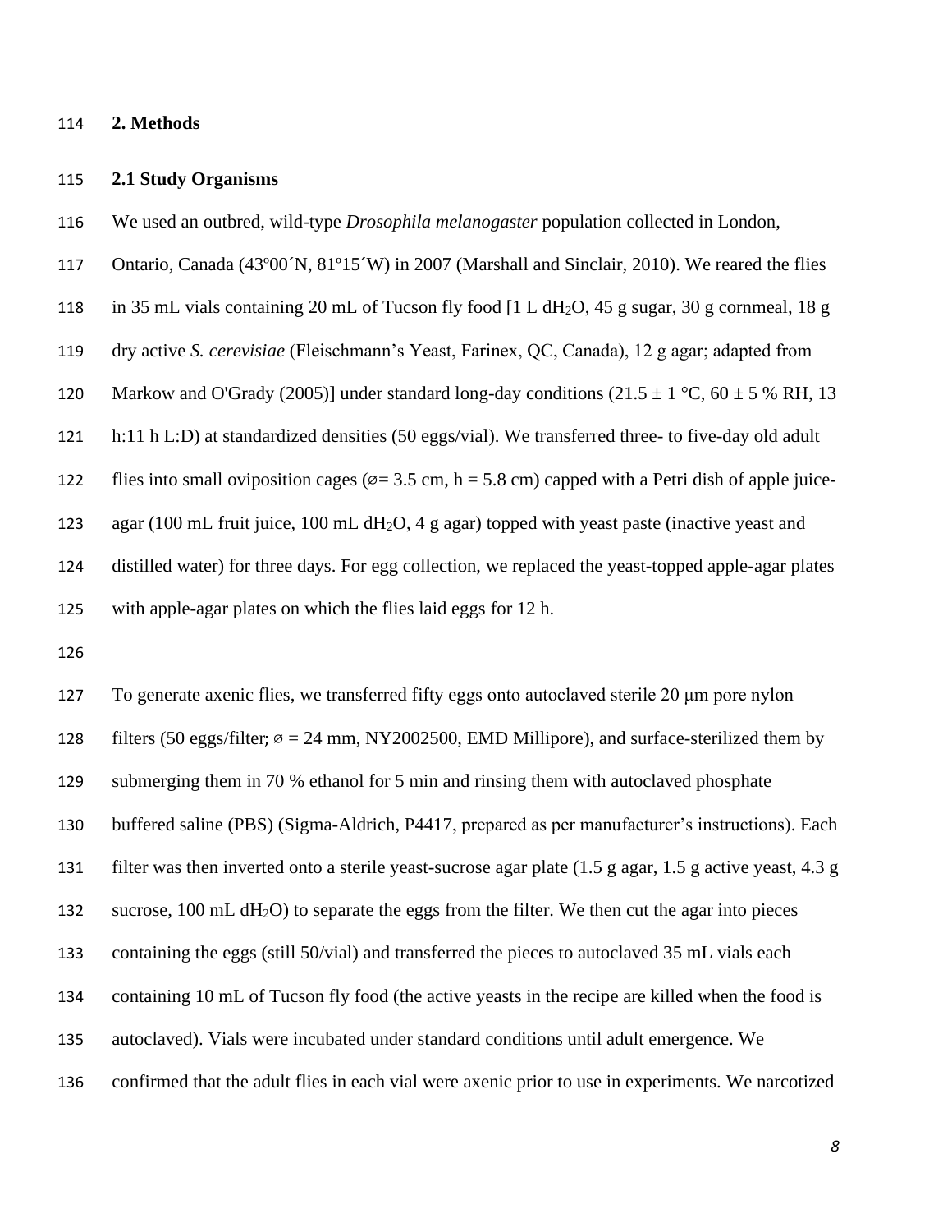## 2. Methods

### 2.1 Study Organisms

We used an outbred, wild-type *Drosophila melanogaster* population collected in London, Ontario, Canada (43º00´N, 81º15´W) in 2007 (Marshall and Sinclair, 2010). We reared the flies in 35 mL vials containing 20 mL of Tucson fly food [1 L $dH_2O$, 45 g sugar, 30 g cornmeal, 18 g dry active *S. cerevisiae* (Fleischmann's Yeast, Farinex, QC, Canada), 12 g agar; adapted from Markow and O'Grady (2005)] under standard long-day conditions (21.5 ± 1 °C, 60 ± 5 % RH, 13 h:11 h L:D) at standardized densities (50 eggs/vial). We transferred three- to five-day old adult flies into small oviposition cages (⌀= 3.5 cm, h = 5.8 cm) capped with a Petri dish of apple juice-agar (100 mL fruit juice, 100 mL $dH_2O$, 4 g agar) topped with yeast paste (inactive yeast and distilled water) for three days. For egg collection, we replaced the yeast-topped apple-agar plates with apple-agar plates on which the flies laid eggs for 12 h.

To generate axenic flies, we transferred fifty eggs onto autoclaved sterile 20 μm pore nylon filters (50 eggs/filter; ⌀ = 24 mm, NY2002500, EMD Millipore), and surface-sterilized them by submerging them in 70 % ethanol for 5 min and rinsing them with autoclaved phosphate buffered saline (PBS) (Sigma-Aldrich, P4417, prepared as per manufacturer's instructions). Each filter was then inverted onto a sterile yeast-sucrose agar plate (1.5 g agar, 1.5 g active yeast, 4.3 g sucrose, 100 mL $dH_2O$) to separate the eggs from the filter. We then cut the agar into pieces containing the eggs (still 50/vial) and transferred the pieces to autoclaved 35 mL vials each containing 10 mL of Tucson fly food (the active yeasts in the recipe are killed when the food is autoclaved). Vials were incubated under standard conditions until adult emergence. We confirmed that the adult flies in each vial were axenic prior to use in experiments. We narcotized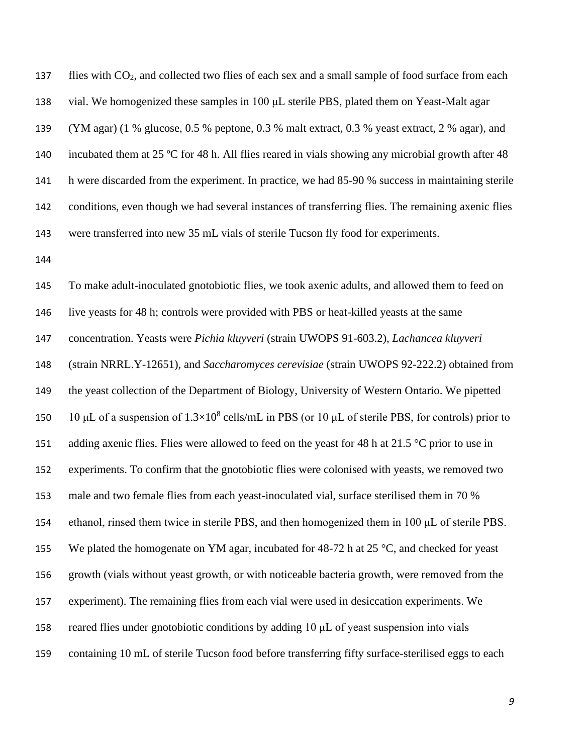flies with $CO_2$, and collected two flies of each sex and a small sample of food surface from each vial. We homogenized these samples in 100 μL sterile PBS, plated them on Yeast-Malt agar (YM agar) (1 % glucose, 0.5 % peptone, 0.3 % malt extract, 0.3 % yeast extract, 2 % agar), and incubated them at 25 ºC for 48 h. All flies reared in vials showing any microbial growth after 48 h were discarded from the experiment. In practice, we had 85-90 % success in maintaining sterile conditions, even though we had several instances of transferring flies. The remaining axenic flies were transferred into new 35 mL vials of sterile Tucson fly food for experiments.

To make adult-inoculated gnotobiotic flies, we took axenic adults, and allowed them to feed on live yeasts for 48 h; controls were provided with PBS or heat-killed yeasts at the same concentration. Yeasts were *Pichia kluyveri* (strain UWOPS 91-603.2), *Lachancea kluyveri* (strain NRRL.Y-12651), and *Saccharomyces cerevisiae* (strain UWOPS 92-222.2) obtained from the yeast collection of the Department of Biology, University of Western Ontario. We pipetted 10 μL of a suspension of $1.3\times10^8$ cells/mL in PBS (or 10 μL of sterile PBS, for controls) prior to adding axenic flies. Flies were allowed to feed on the yeast for 48 h at 21.5 °C prior to use in experiments. To confirm that the gnotobiotic flies were colonised with yeasts, we removed two male and two female flies from each yeast-inoculated vial, surface sterilised them in 70 % ethanol, rinsed them twice in sterile PBS, and then homogenized them in 100 μL of sterile PBS. We plated the homogenate on YM agar, incubated for 48-72 h at 25 °C, and checked for yeast growth (vials without yeast growth, or with noticeable bacteria growth, were removed from the experiment). The remaining flies from each vial were used in desiccation experiments. We reared flies under gnotobiotic conditions by adding 10 μL of yeast suspension into vials containing 10 mL of sterile Tucson food before transferring fifty surface-sterilised eggs to each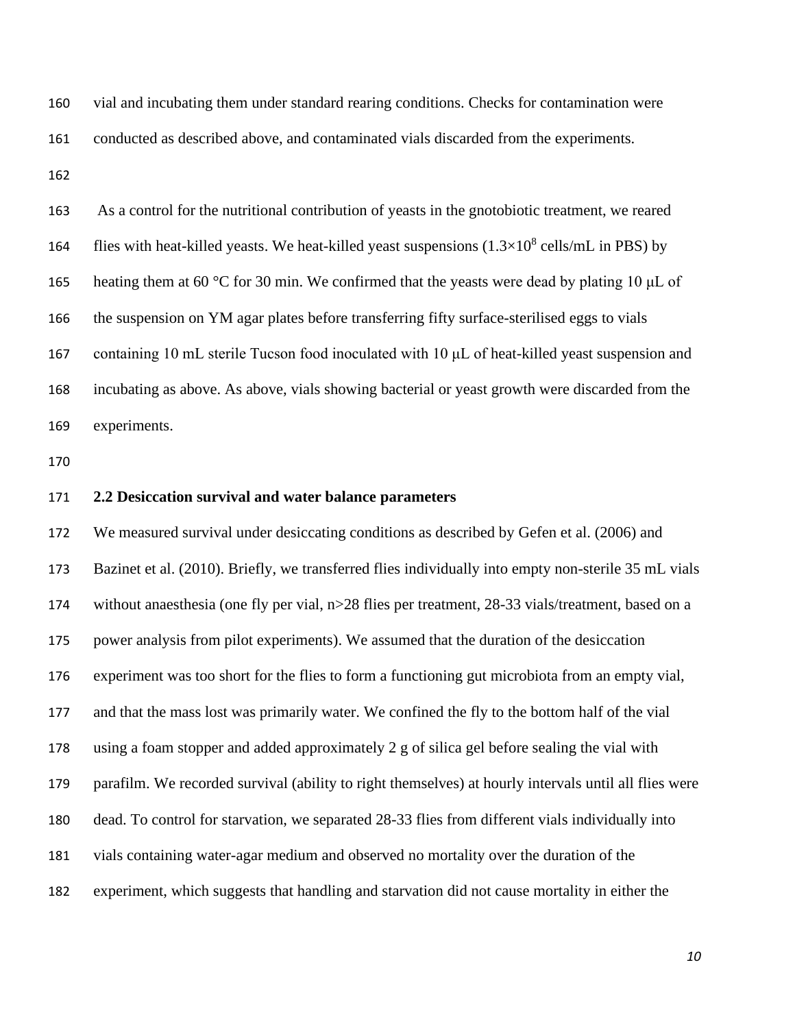vial and incubating them under standard rearing conditions. Checks for contamination were conducted as described above, and contaminated vials discarded from the experiments.

As a control for the nutritional contribution of yeasts in the gnotobiotic treatment, we reared flies with heat-killed yeasts. We heat-killed yeast suspensions ($1.3 \times 10^8$ cells/mL in PBS) by heating them at 60 °C for 30 min. We confirmed that the yeasts were dead by plating 10 μL of the suspension on YM agar plates before transferring fifty surface-sterilised eggs to vials containing 10 mL sterile Tucson food inoculated with 10 μL of heat-killed yeast suspension and incubating as above. As above, vials showing bacterial or yeast growth were discarded from the experiments.

### 2.2 Desiccation survival and water balance parameters

We measured survival under desiccating conditions as described by Gefen et al. (2006) and Bazinet et al. (2010). Briefly, we transferred flies individually into empty non-sterile 35 mL vials without anaesthesia (one fly per vial, n>28 flies per treatment, 28-33 vials/treatment, based on a power analysis from pilot experiments). We assumed that the duration of the desiccation experiment was too short for the flies to form a functioning gut microbiota from an empty vial, and that the mass lost was primarily water. We confined the fly to the bottom half of the vial using a foam stopper and added approximately 2 g of silica gel before sealing the vial with parafilm. We recorded survival (ability to right themselves) at hourly intervals until all flies were dead. To control for starvation, we separated 28-33 flies from different vials individually into vials containing water-agar medium and observed no mortality over the duration of the experiment, which suggests that handling and starvation did not cause mortality in either the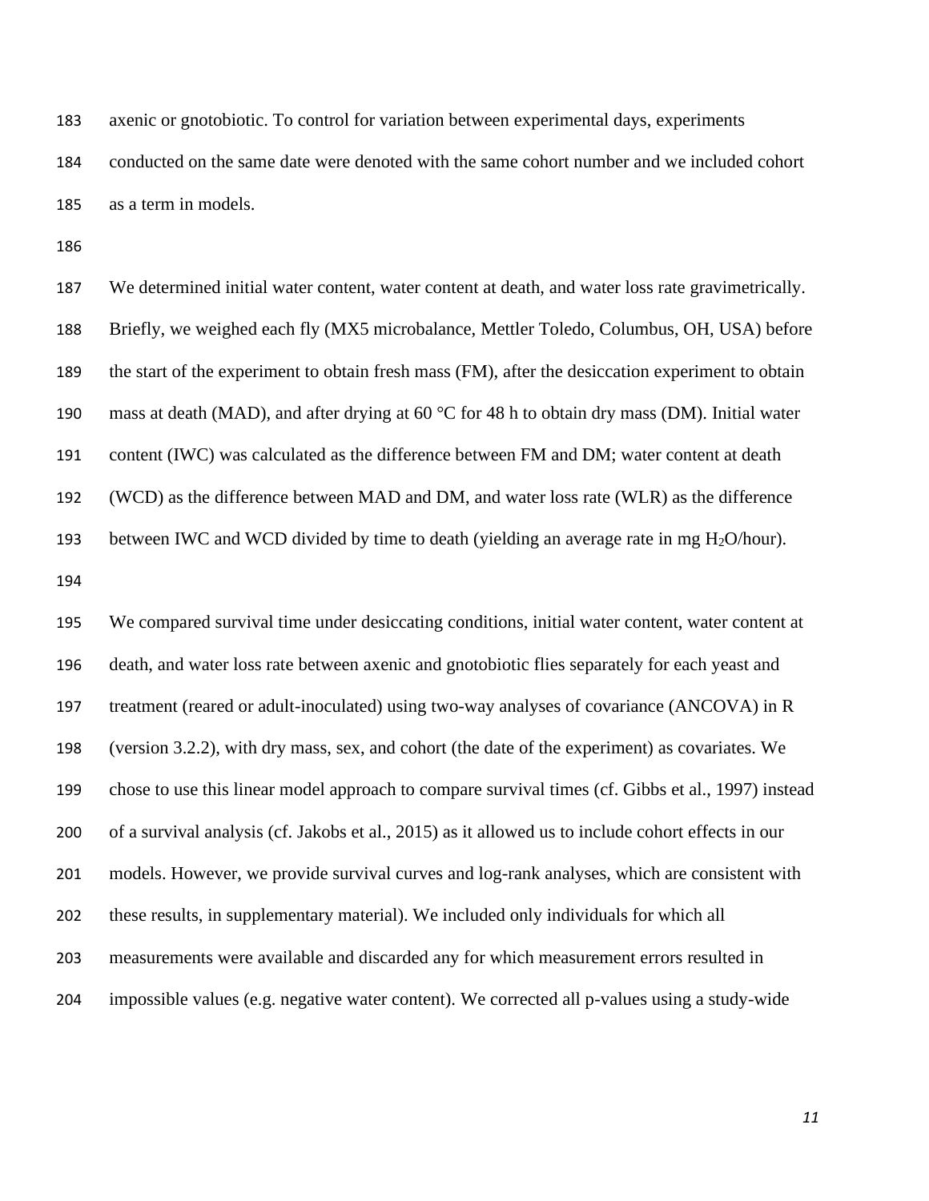axenic or gnotobiotic. To control for variation between experimental days, experiments conducted on the same date were denoted with the same cohort number and we included cohort as a term in models.

We determined initial water content, water content at death, and water loss rate gravimetrically. Briefly, we weighed each fly (MX5 microbalance, Mettler Toledo, Columbus, OH, USA) before the start of the experiment to obtain fresh mass (FM), after the desiccation experiment to obtain mass at death (MAD), and after drying at 60 °C for 48 h to obtain dry mass (DM). Initial water content (IWC) was calculated as the difference between FM and DM; water content at death (WCD) as the difference between MAD and DM, and water loss rate (WLR) as the difference between IWC and WCD divided by time to death (yielding an average rate in mg $H_2O$/hour).

We compared survival time under desiccating conditions, initial water content, water content at death, and water loss rate between axenic and gnotobiotic flies separately for each yeast and treatment (reared or adult-inoculated) using two-way analyses of covariance (ANCOVA) in R (version 3.2.2), with dry mass, sex, and cohort (the date of the experiment) as covariates. We chose to use this linear model approach to compare survival times (cf. Gibbs et al., 1997) instead of a survival analysis (cf. Jakobs et al., 2015) as it allowed us to include cohort effects in our models. However, we provide survival curves and log-rank analyses, which are consistent with these results, in supplementary material). We included only individuals for which all measurements were available and discarded any for which measurement errors resulted in impossible values (e.g. negative water content). We corrected all p-values using a study-wide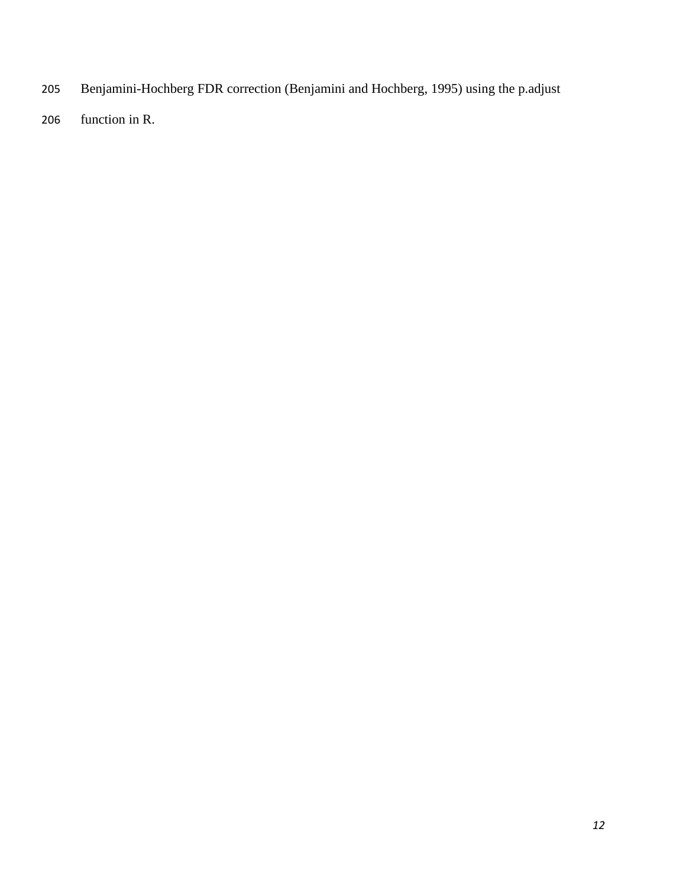Benjamini-Hochberg FDR correction (Benjamini and Hochberg, 1995) using the p.adjust function in R.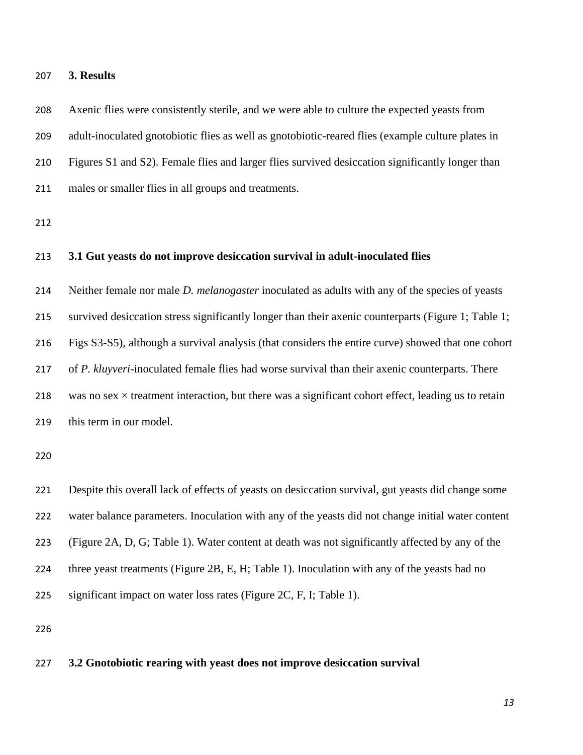## 3. Results

Axenic flies were consistently sterile, and we were able to culture the expected yeasts from adult-inoculated gnotobiotic flies as well as gnotobiotic-reared flies (example culture plates in Figures S1 and S2). Female flies and larger flies survived desiccation significantly longer than males or smaller flies in all groups and treatments.

### 3.1 Gut yeasts do not improve desiccation survival in adult-inoculated flies

Neither female nor male *D. melanogaster* inoculated as adults with any of the species of yeasts survived desiccation stress significantly longer than their axenic counterparts (Figure 1; Table 1; Figs S3-S5), although a survival analysis (that considers the entire curve) showed that one cohort of *P. kluyveri*-inoculated female flies had worse survival than their axenic counterparts. There was no sex × treatment interaction, but there was a significant cohort effect, leading us to retain this term in our model.

Despite this overall lack of effects of yeasts on desiccation survival, gut yeasts did change some water balance parameters. Inoculation with any of the yeasts did not change initial water content (Figure 2A, D, G; Table 1). Water content at death was not significantly affected by any of the three yeast treatments (Figure 2B, E, H; Table 1). Inoculation with any of the yeasts had no significant impact on water loss rates (Figure 2C, F, I; Table 1).

### 3.2 Gnotobiotic rearing with yeast does not improve desiccation survival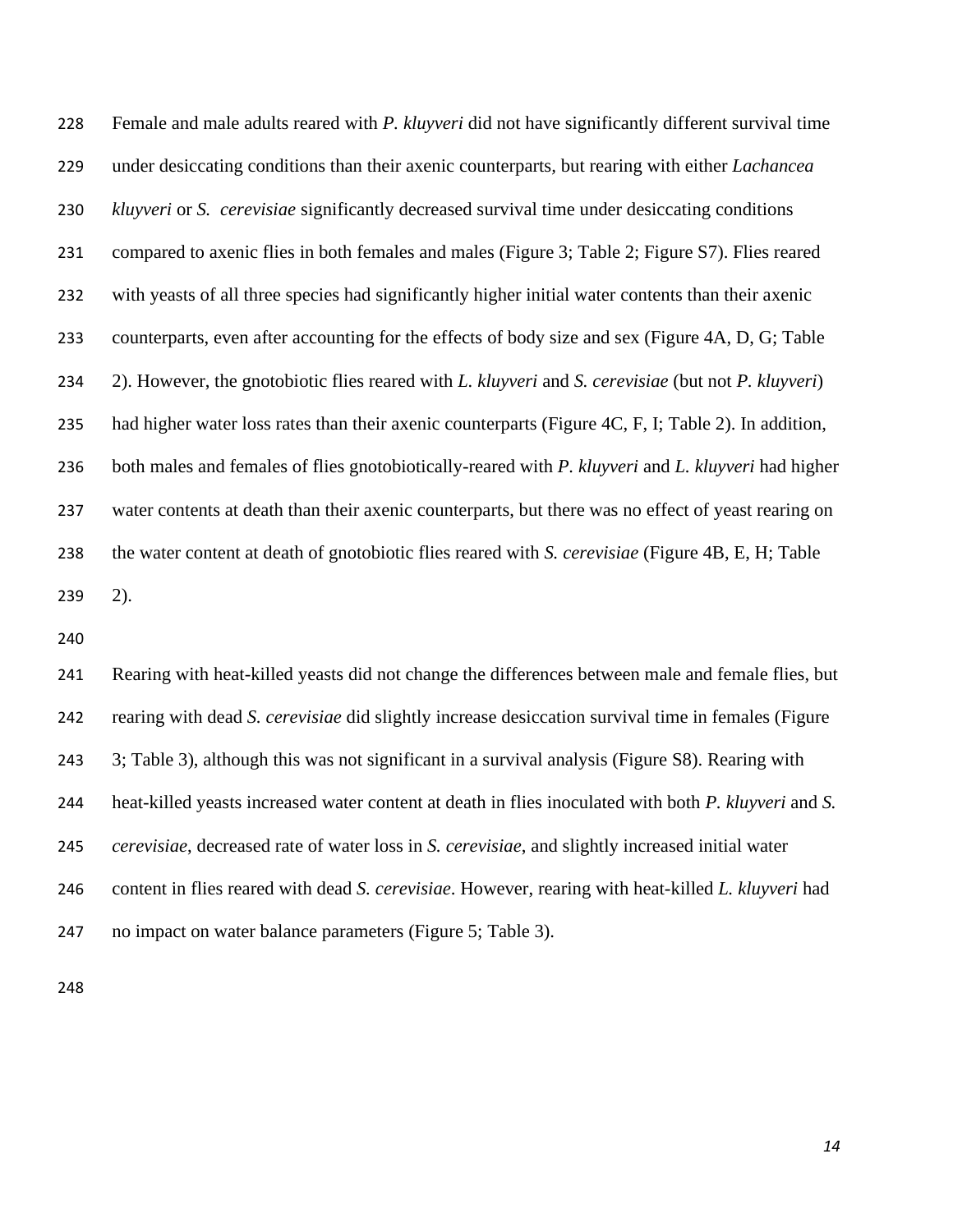Female and male adults reared with *P. kluyveri* did not have significantly different survival time under desiccating conditions than their axenic counterparts, but rearing with either *Lachancea kluyveri* or *S. cerevisiae* significantly decreased survival time under desiccating conditions compared to axenic flies in both females and males (Figure 3; Table 2; Figure S7). Flies reared with yeasts of all three species had significantly higher initial water contents than their axenic counterparts, even after accounting for the effects of body size and sex (Figure 4A, D, G; Table 2). However, the gnotobiotic flies reared with *L. kluyveri* and *S. cerevisiae* (but not *P. kluyveri*) had higher water loss rates than their axenic counterparts (Figure 4C, F, I; Table 2). In addition, both males and females of flies gnotobiotically-reared with *P. kluyveri* and *L. kluyveri* had higher water contents at death than their axenic counterparts, but there was no effect of yeast rearing on the water content at death of gnotobiotic flies reared with *S. cerevisiae* (Figure 4B, E, H; Table 2).

Rearing with heat-killed yeasts did not change the differences between male and female flies, but rearing with dead *S. cerevisiae* did slightly increase desiccation survival time in females (Figure 3; Table 3), although this was not significant in a survival analysis (Figure S8). Rearing with heat-killed yeasts increased water content at death in flies inoculated with both *P. kluyveri* and *S. cerevisiae*, decreased rate of water loss in *S. cerevisiae*, and slightly increased initial water content in flies reared with dead *S. cerevisiae*. However, rearing with heat-killed *L. kluyveri* had no impact on water balance parameters (Figure 5; Table 3).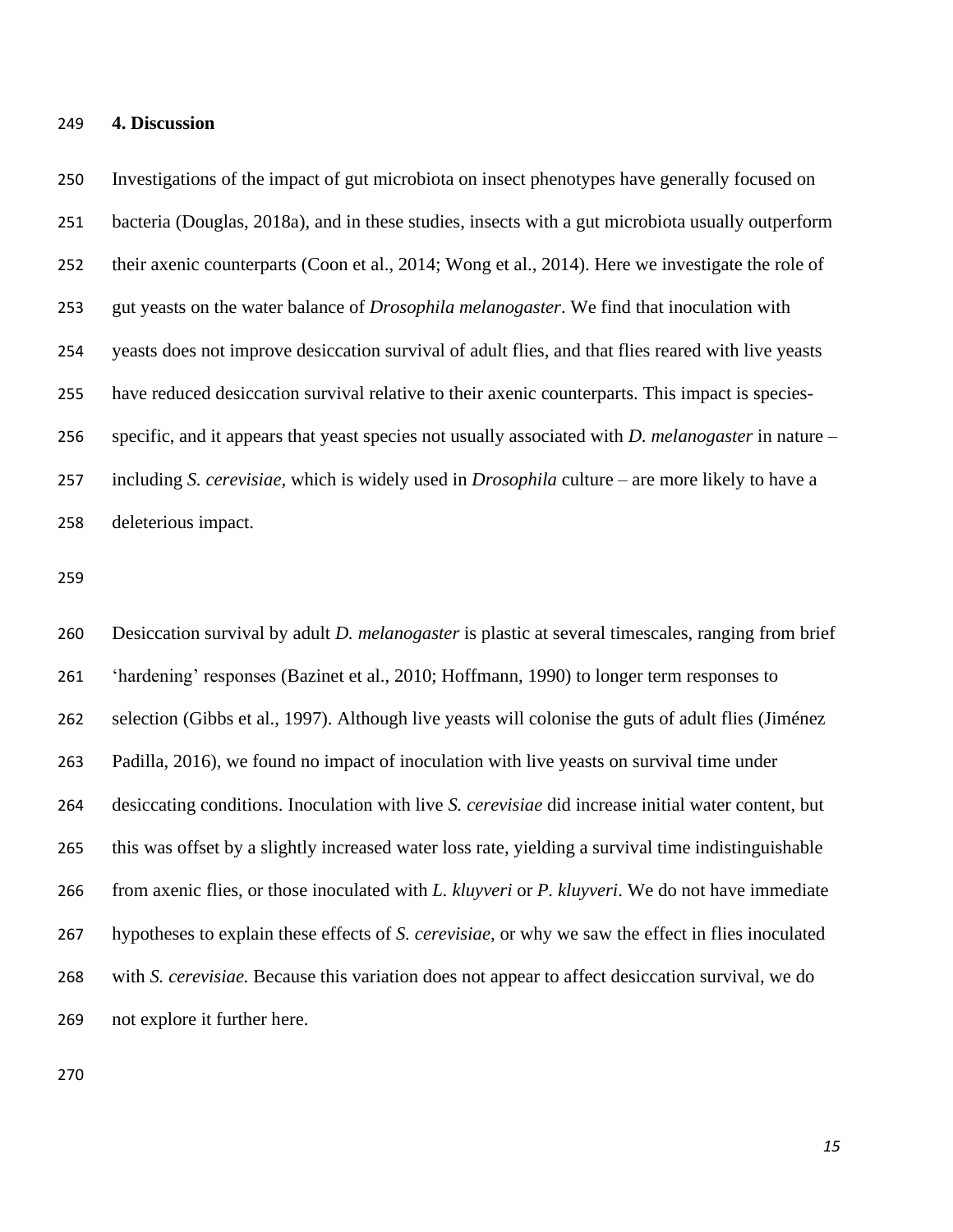## 4. Discussion

Investigations of the impact of gut microbiota on insect phenotypes have generally focused on bacteria (Douglas, 2018a), and in these studies, insects with a gut microbiota usually outperform their axenic counterparts (Coon et al., 2014; Wong et al., 2014). Here we investigate the role of gut yeasts on the water balance of *Drosophila melanogaster*. We find that inoculation with yeasts does not improve desiccation survival of adult flies, and that flies reared with live yeasts have reduced desiccation survival relative to their axenic counterparts. This impact is species-specific, and it appears that yeast species not usually associated with *D. melanogaster* in nature – including *S. cerevisiae,* which is widely used in *Drosophila* culture – are more likely to have a deleterious impact.

Desiccation survival by adult *D. melanogaster* is plastic at several timescales, ranging from brief 'hardening' responses (Bazinet et al., 2010; Hoffmann, 1990) to longer term responses to selection (Gibbs et al., 1997). Although live yeasts will colonise the guts of adult flies (Jiménez Padilla, 2016), we found no impact of inoculation with live yeasts on survival time under desiccating conditions. Inoculation with live *S. cerevisiae* did increase initial water content, but this was offset by a slightly increased water loss rate, yielding a survival time indistinguishable from axenic flies, or those inoculated with *L. kluyveri* or *P. kluyveri*. We do not have immediate hypotheses to explain these effects of *S. cerevisiae*, or why we saw the effect in flies inoculated with *S. cerevisiae.* Because this variation does not appear to affect desiccation survival, we do not explore it further here.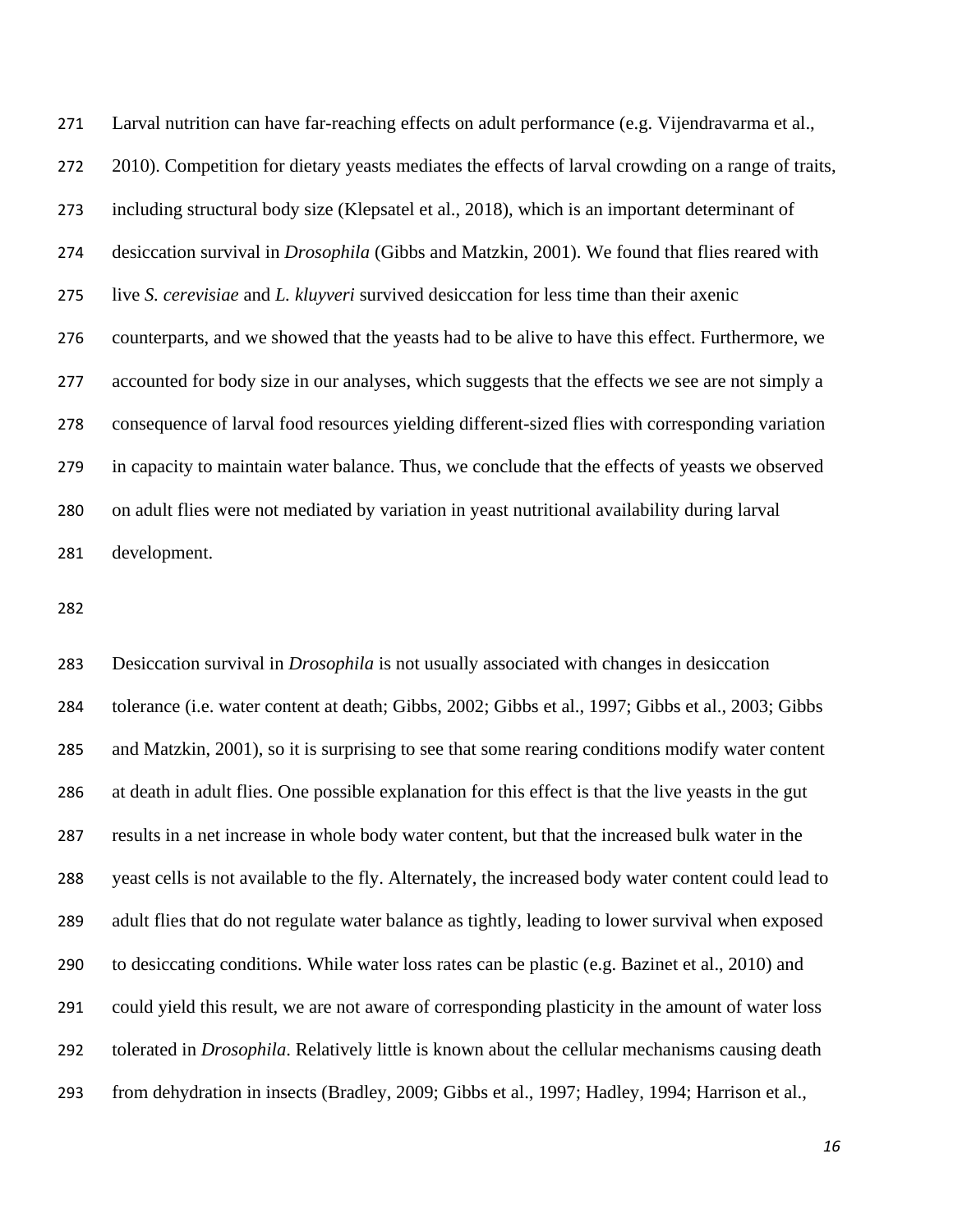Larval nutrition can have far-reaching effects on adult performance (e.g. Vijendravarma et al., 2010). Competition for dietary yeasts mediates the effects of larval crowding on a range of traits, including structural body size (Klepsatel et al., 2018), which is an important determinant of desiccation survival in *Drosophila* (Gibbs and Matzkin, 2001). We found that flies reared with live *S. cerevisiae* and *L. kluyveri* survived desiccation for less time than their axenic counterparts, and we showed that the yeasts had to be alive to have this effect. Furthermore, we accounted for body size in our analyses, which suggests that the effects we see are not simply a consequence of larval food resources yielding different-sized flies with corresponding variation in capacity to maintain water balance. Thus, we conclude that the effects of yeasts we observed on adult flies were not mediated by variation in yeast nutritional availability during larval development.

Desiccation survival in *Drosophila* is not usually associated with changes in desiccation tolerance (i.e. water content at death; Gibbs, 2002; Gibbs et al., 1997; Gibbs et al., 2003; Gibbs and Matzkin, 2001), so it is surprising to see that some rearing conditions modify water content at death in adult flies. One possible explanation for this effect is that the live yeasts in the gut results in a net increase in whole body water content, but that the increased bulk water in the yeast cells is not available to the fly. Alternately, the increased body water content could lead to adult flies that do not regulate water balance as tightly, leading to lower survival when exposed to desiccating conditions. While water loss rates can be plastic (e.g. Bazinet et al., 2010) and could yield this result, we are not aware of corresponding plasticity in the amount of water loss tolerated in *Drosophila*. Relatively little is known about the cellular mechanisms causing death from dehydration in insects (Bradley, 2009; Gibbs et al., 1997; Hadley, 1994; Harrison et al.,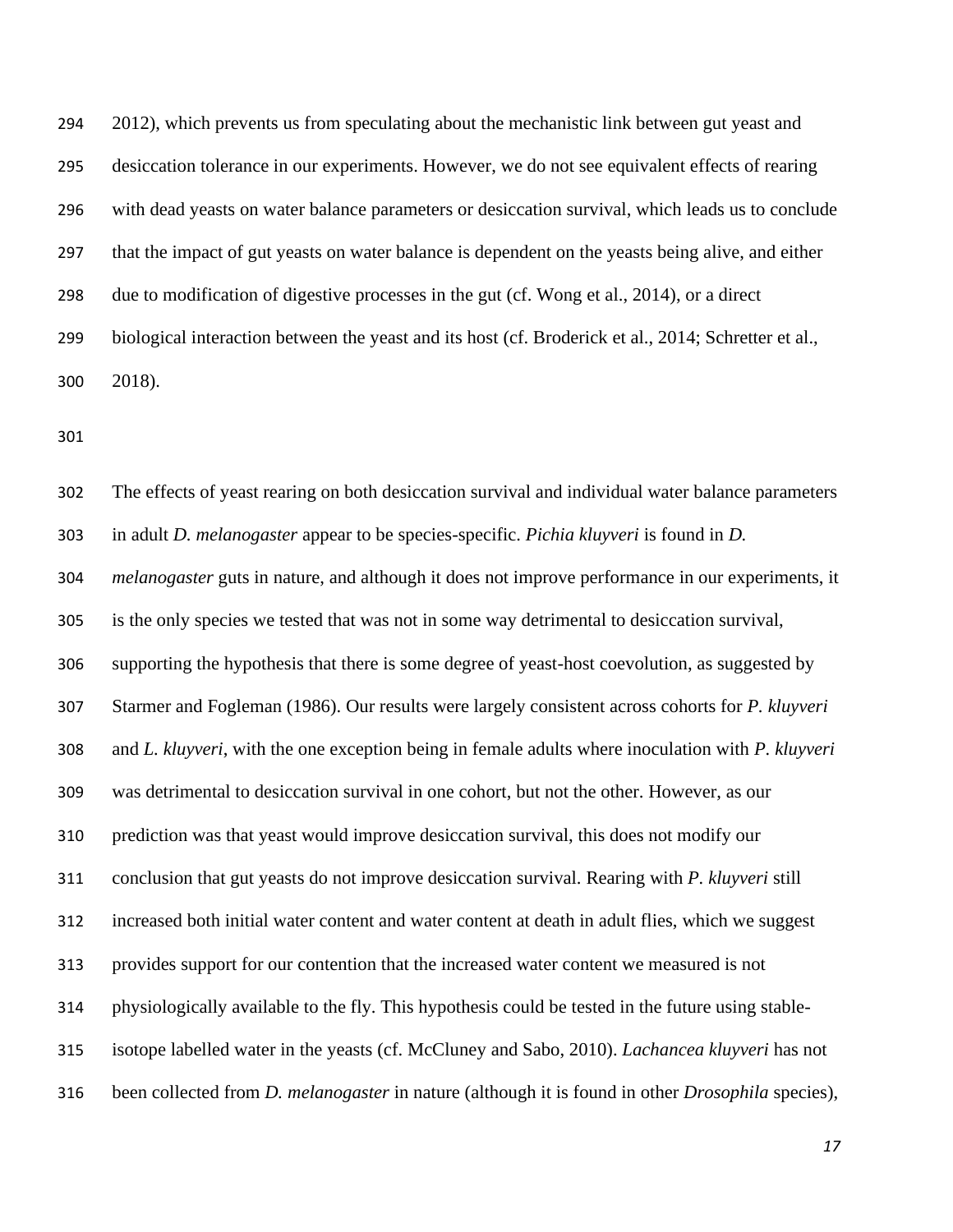2012), which prevents us from speculating about the mechanistic link between gut yeast and desiccation tolerance in our experiments. However, we do not see equivalent effects of rearing with dead yeasts on water balance parameters or desiccation survival, which leads us to conclude that the impact of gut yeasts on water balance is dependent on the yeasts being alive, and either due to modification of digestive processes in the gut (cf. Wong et al., 2014), or a direct biological interaction between the yeast and its host (cf. Broderick et al., 2014; Schretter et al., 2018).

The effects of yeast rearing on both desiccation survival and individual water balance parameters in adult *D. melanogaster* appear to be species-specific. *Pichia kluyveri* is found in *D. melanogaster* guts in nature, and although it does not improve performance in our experiments, it is the only species we tested that was not in some way detrimental to desiccation survival, supporting the hypothesis that there is some degree of yeast-host coevolution, as suggested by Starmer and Fogleman (1986). Our results were largely consistent across cohorts for *P. kluyveri* and *L. kluyveri*, with the one exception being in female adults where inoculation with *P. kluyveri* was detrimental to desiccation survival in one cohort, but not the other. However, as our prediction was that yeast would improve desiccation survival, this does not modify our conclusion that gut yeasts do not improve desiccation survival. Rearing with *P. kluyveri* still increased both initial water content and water content at death in adult flies, which we suggest provides support for our contention that the increased water content we measured is not physiologically available to the fly. This hypothesis could be tested in the future using stable-isotope labelled water in the yeasts (cf. McCluney and Sabo, 2010). *Lachancea kluyveri* has not been collected from *D. melanogaster* in nature (although it is found in other *Drosophila* species),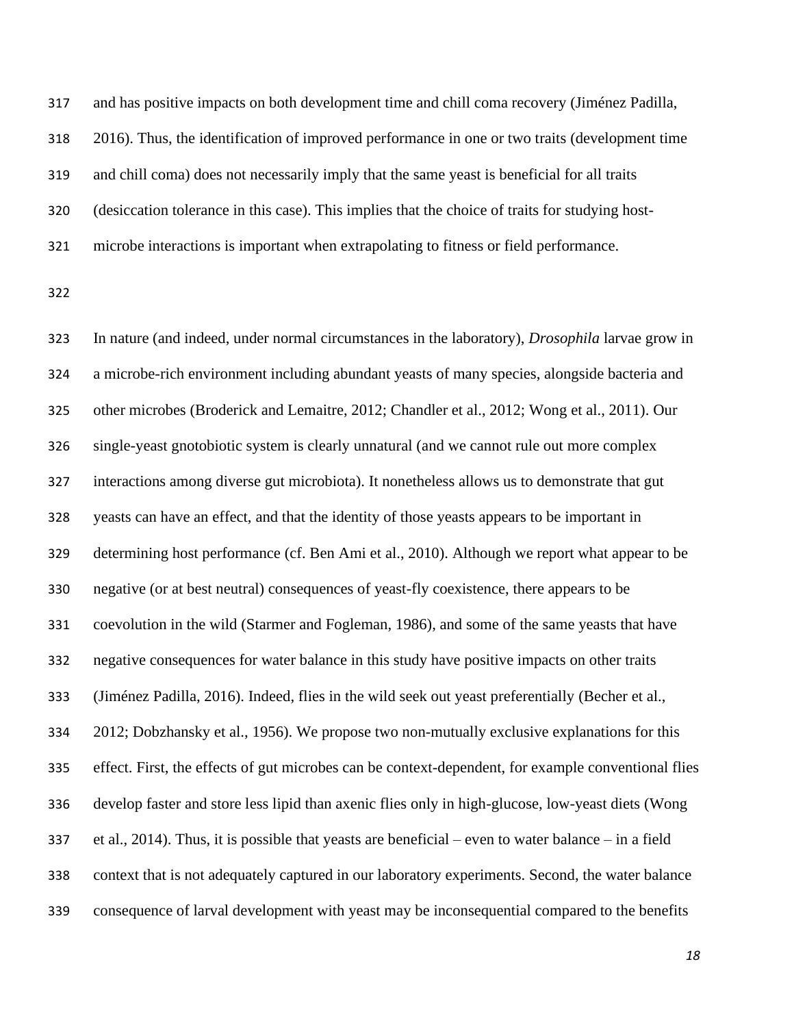and has positive impacts on both development time and chill coma recovery (Jiménez Padilla, 2016). Thus, the identification of improved performance in one or two traits (development time and chill coma) does not necessarily imply that the same yeast is beneficial for all traits (desiccation tolerance in this case). This implies that the choice of traits for studying host-microbe interactions is important when extrapolating to fitness or field performance.

In nature (and indeed, under normal circumstances in the laboratory), *Drosophila* larvae grow in a microbe-rich environment including abundant yeasts of many species, alongside bacteria and other microbes (Broderick and Lemaitre, 2012; Chandler et al., 2012; Wong et al., 2011). Our single-yeast gnotobiotic system is clearly unnatural (and we cannot rule out more complex interactions among diverse gut microbiota). It nonetheless allows us to demonstrate that gut yeasts can have an effect, and that the identity of those yeasts appears to be important in determining host performance (cf. Ben Ami et al., 2010). Although we report what appear to be negative (or at best neutral) consequences of yeast-fly coexistence, there appears to be coevolution in the wild (Starmer and Fogleman, 1986), and some of the same yeasts that have negative consequences for water balance in this study have positive impacts on other traits (Jiménez Padilla, 2016). Indeed, flies in the wild seek out yeast preferentially (Becher et al., 2012; Dobzhansky et al., 1956). We propose two non-mutually exclusive explanations for this effect. First, the effects of gut microbes can be context-dependent, for example conventional flies develop faster and store less lipid than axenic flies only in high-glucose, low-yeast diets (Wong et al., 2014). Thus, it is possible that yeasts are beneficial – even to water balance – in a field context that is not adequately captured in our laboratory experiments. Second, the water balance consequence of larval development with yeast may be inconsequential compared to the benefits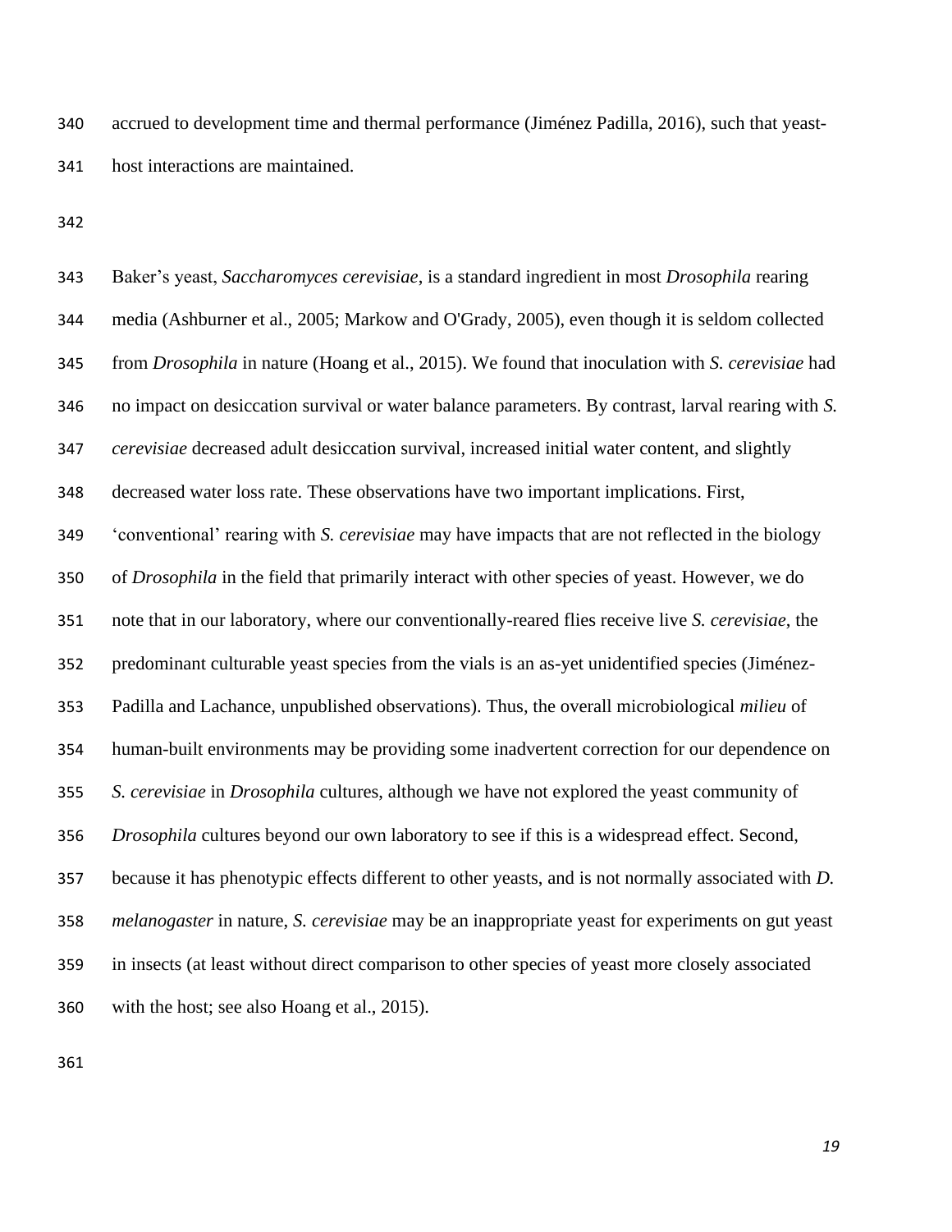accrued to development time and thermal performance (Jiménez Padilla, 2016), such that yeast-host interactions are maintained.

Baker's yeast, *Saccharomyces cerevisiae*, is a standard ingredient in most *Drosophila* rearing media (Ashburner et al., 2005; Markow and O'Grady, 2005), even though it is seldom collected from *Drosophila* in nature (Hoang et al., 2015). We found that inoculation with *S. cerevisiae* had no impact on desiccation survival or water balance parameters. By contrast, larval rearing with *S. cerevisiae* decreased adult desiccation survival, increased initial water content, and slightly decreased water loss rate. These observations have two important implications. First, 'conventional' rearing with *S. cerevisiae* may have impacts that are not reflected in the biology of *Drosophila* in the field that primarily interact with other species of yeast. However, we do note that in our laboratory, where our conventionally-reared flies receive live *S. cerevisiae*, the predominant culturable yeast species from the vials is an as-yet unidentified species (Jiménez-Padilla and Lachance, unpublished observations). Thus, the overall microbiological *milieu* of human-built environments may be providing some inadvertent correction for our dependence on *S. cerevisiae* in *Drosophila* cultures, although we have not explored the yeast community of *Drosophila* cultures beyond our own laboratory to see if this is a widespread effect. Second, because it has phenotypic effects different to other yeasts, and is not normally associated with *D. melanogaster* in nature, *S. cerevisiae* may be an inappropriate yeast for experiments on gut yeast in insects (at least without direct comparison to other species of yeast more closely associated with the host; see also Hoang et al., 2015).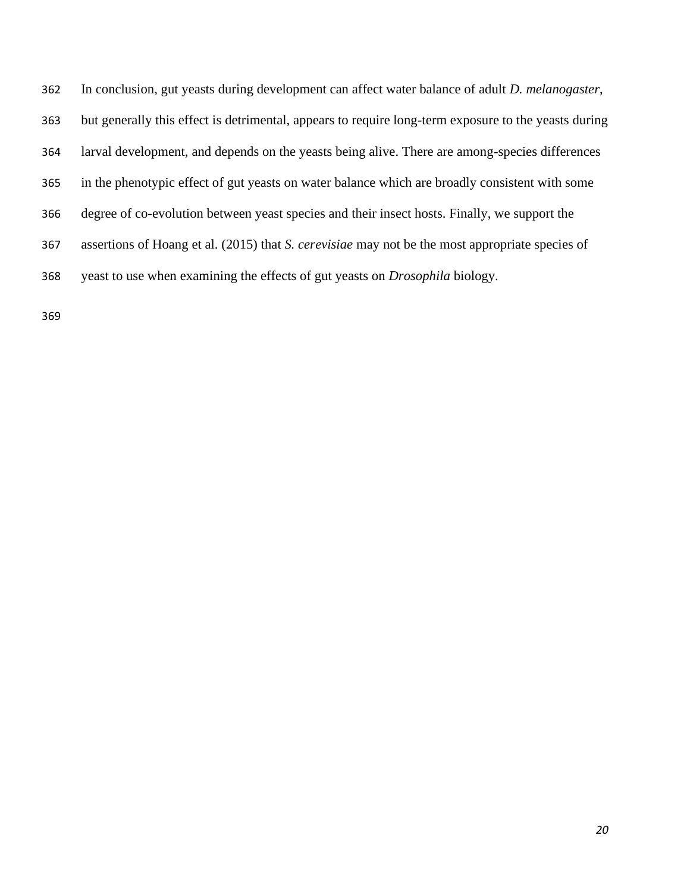In conclusion, gut yeasts during development can affect water balance of adult *D. melanogaster*, but generally this effect is detrimental, appears to require long-term exposure to the yeasts during larval development, and depends on the yeasts being alive. There are among-species differences in the phenotypic effect of gut yeasts on water balance which are broadly consistent with some degree of co-evolution between yeast species and their insect hosts. Finally, we support the assertions of Hoang et al. (2015) that *S. cerevisiae* may not be the most appropriate species of yeast to use when examining the effects of gut yeasts on *Drosophila* biology.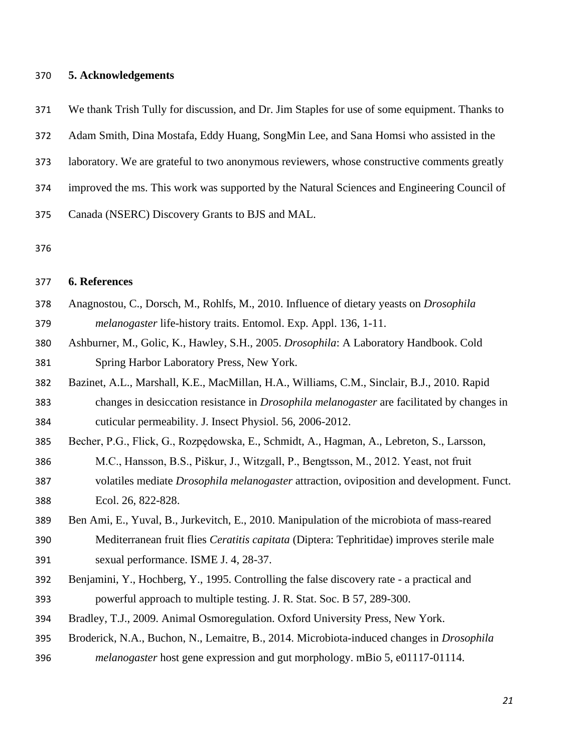## 5. Acknowledgements

We thank Trish Tully for discussion, and Dr. Jim Staples for use of some equipment. Thanks to Adam Smith, Dina Mostafa, Eddy Huang, SongMin Lee, and Sana Homsi who assisted in the laboratory. We are grateful to two anonymous reviewers, whose constructive comments greatly improved the ms. This work was supported by the Natural Sciences and Engineering Council of Canada (NSERC) Discovery Grants to BJS and MAL.

## 6. References

Anagnostou, C., Dorsch, M., Rohlfs, M., 2010. Influence of dietary yeasts on *Drosophila melanogaster* life-history traits. Entomol. Exp. Appl. 136, 1-11.

Ashburner, M., Golic, K., Hawley, S.H., 2005. *Drosophila*: A Laboratory Handbook. Cold Spring Harbor Laboratory Press, New York.

Bazinet, A.L., Marshall, K.E., MacMillan, H.A., Williams, C.M., Sinclair, B.J., 2010. Rapid changes in desiccation resistance in *Drosophila melanogaster* are facilitated by changes in cuticular permeability. J. Insect Physiol. 56, 2006-2012.

Becher, P.G., Flick, G., Rozpędowska, E., Schmidt, A., Hagman, A., Lebreton, S., Larsson, M.C., Hansson, B.S., Piškur, J., Witzgall, P., Bengtsson, M., 2012. Yeast, not fruit volatiles mediate *Drosophila melanogaster* attraction, oviposition and development. Funct. Ecol. 26, 822-828.

Ben Ami, E., Yuval, B., Jurkevitch, E., 2010. Manipulation of the microbiota of mass-reared Mediterranean fruit flies *Ceratitis capitata* (Diptera: Tephritidae) improves sterile male sexual performance. ISME J. 4, 28-37.

Benjamini, Y., Hochberg, Y., 1995. Controlling the false discovery rate - a practical and powerful approach to multiple testing. J. R. Stat. Soc. B 57, 289-300.

Bradley, T.J., 2009. Animal Osmoregulation. Oxford University Press, New York.

Broderick, N.A., Buchon, N., Lemaitre, B., 2014. Microbiota-induced changes in *Drosophila melanogaster* host gene expression and gut morphology. mBio 5, e01117-01114.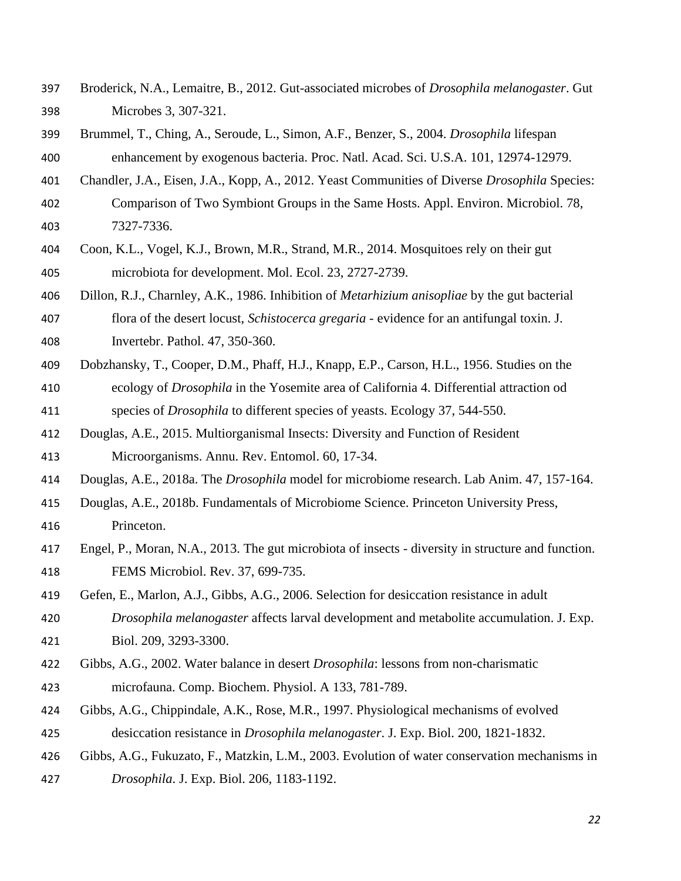Broderick, N.A., Lemaitre, B., 2012. Gut-associated microbes of *Drosophila melanogaster*. Gut Microbes 3, 307-321.

Brummel, T., Ching, A., Seroude, L., Simon, A.F., Benzer, S., 2004. *Drosophila* lifespan enhancement by exogenous bacteria. Proc. Natl. Acad. Sci. U.S.A. 101, 12974-12979.

Chandler, J.A., Eisen, J.A., Kopp, A., 2012. Yeast Communities of Diverse *Drosophila* Species: Comparison of Two Symbiont Groups in the Same Hosts. Appl. Environ. Microbiol. 78, 7327-7336.

Coon, K.L., Vogel, K.J., Brown, M.R., Strand, M.R., 2014. Mosquitoes rely on their gut microbiota for development. Mol. Ecol. 23, 2727-2739.

Dillon, R.J., Charnley, A.K., 1986. Inhibition of *Metarhizium anisopliae* by the gut bacterial flora of the desert locust, *Schistocerca gregaria* - evidence for an antifungal toxin. J. Invertebr. Pathol. 47, 350-360.

Dobzhansky, T., Cooper, D.M., Phaff, H.J., Knapp, E.P., Carson, H.L., 1956. Studies on the ecology of *Drosophila* in the Yosemite area of California 4. Differential attraction od species of *Drosophila* to different species of yeasts. Ecology 37, 544-550.

Douglas, A.E., 2015. Multiorganismal Insects: Diversity and Function of Resident Microorganisms. Annu. Rev. Entomol. 60, 17-34.

Douglas, A.E., 2018a. The *Drosophila* model for microbiome research. Lab Anim. 47, 157-164.

Douglas, A.E., 2018b. Fundamentals of Microbiome Science. Princeton University Press, Princeton.

Engel, P., Moran, N.A., 2013. The gut microbiota of insects - diversity in structure and function. FEMS Microbiol. Rev. 37, 699-735.

Gefen, E., Marlon, A.J., Gibbs, A.G., 2006. Selection for desiccation resistance in adult *Drosophila melanogaster* affects larval development and metabolite accumulation. J. Exp. Biol. 209, 3293-3300.

Gibbs, A.G., 2002. Water balance in desert *Drosophila*: lessons from non-charismatic microfauna. Comp. Biochem. Physiol. A 133, 781-789.

Gibbs, A.G., Chippindale, A.K., Rose, M.R., 1997. Physiological mechanisms of evolved desiccation resistance in *Drosophila melanogaster*. J. Exp. Biol. 200, 1821-1832.

Gibbs, A.G., Fukuzato, F., Matzkin, L.M., 2003. Evolution of water conservation mechanisms in *Drosophila*. J. Exp. Biol. 206, 1183-1192.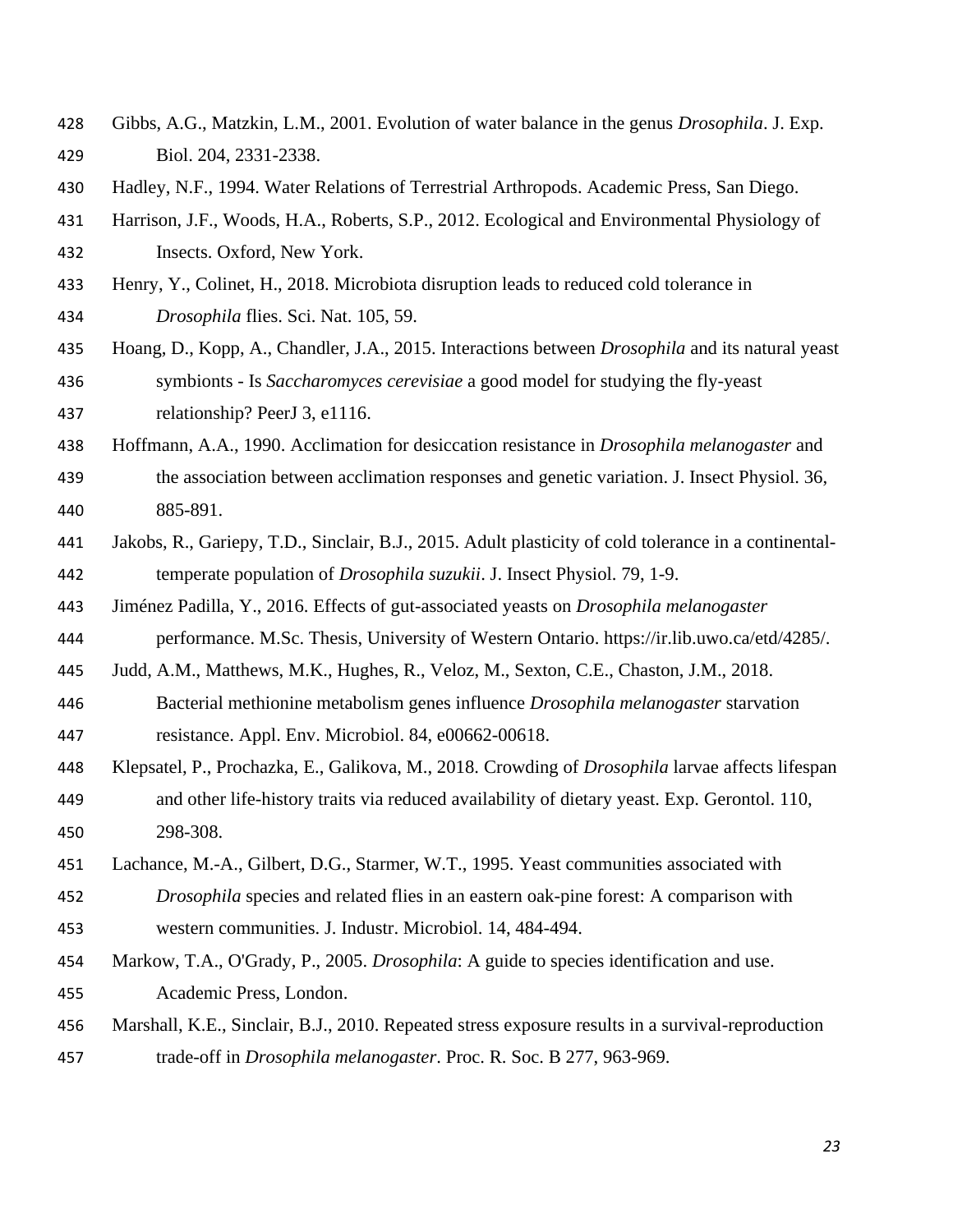Gibbs, A.G., Matzkin, L.M., 2001. Evolution of water balance in the genus *Drosophila*. J. Exp. Biol. 204, 2331-2338.

Hadley, N.F., 1994. Water Relations of Terrestrial Arthropods. Academic Press, San Diego.

Harrison, J.F., Woods, H.A., Roberts, S.P., 2012. Ecological and Environmental Physiology of Insects. Oxford, New York.

Henry, Y., Colinet, H., 2018. Microbiota disruption leads to reduced cold tolerance in *Drosophila* flies. Sci. Nat. 105, 59.

Hoang, D., Kopp, A., Chandler, J.A., 2015. Interactions between *Drosophila* and its natural yeast symbionts - Is *Saccharomyces cerevisiae* a good model for studying the fly-yeast relationship? PeerJ 3, e1116.

Hoffmann, A.A., 1990. Acclimation for desiccation resistance in *Drosophila melanogaster* and the association between acclimation responses and genetic variation. J. Insect Physiol. 36, 885-891.

Jakobs, R., Gariepy, T.D., Sinclair, B.J., 2015. Adult plasticity of cold tolerance in a continental-temperate population of *Drosophila suzukii*. J. Insect Physiol. 79, 1-9.

Jiménez Padilla, Y., 2016. Effects of gut-associated yeasts on *Drosophila melanogaster* performance. M.Sc. Thesis, University of Western Ontario. https://ir.lib.uwo.ca/etd/4285/.

Judd, A.M., Matthews, M.K., Hughes, R., Veloz, M., Sexton, C.E., Chaston, J.M., 2018. Bacterial methionine metabolism genes influence *Drosophila melanogaster* starvation resistance. Appl. Env. Microbiol. 84, e00662-00618.

Klepsatel, P., Prochazka, E., Galikova, M., 2018. Crowding of *Drosophila* larvae affects lifespan and other life-history traits via reduced availability of dietary yeast. Exp. Gerontol. 110, 298-308.

Lachance, M.-A., Gilbert, D.G., Starmer, W.T., 1995. Yeast communities associated with *Drosophila* species and related flies in an eastern oak-pine forest: A comparison with western communities. J. Industr. Microbiol. 14, 484-494.

Markow, T.A., O'Grady, P., 2005. *Drosophila*: A guide to species identification and use. Academic Press, London.

Marshall, K.E., Sinclair, B.J., 2010. Repeated stress exposure results in a survival-reproduction trade-off in *Drosophila melanogaster*. Proc. R. Soc. B 277, 963-969.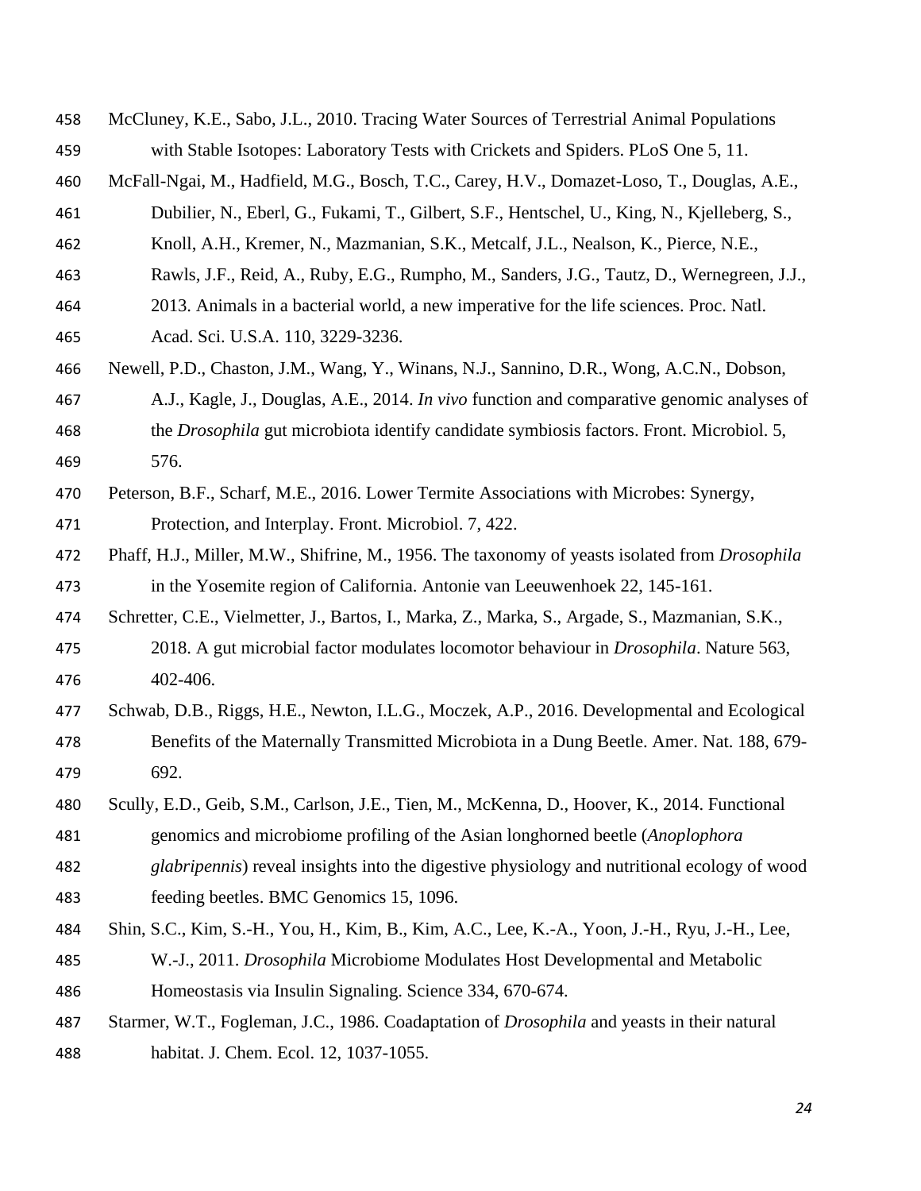McCluney, K.E., Sabo, J.L., 2010. Tracing Water Sources of Terrestrial Animal Populations with Stable Isotopes: Laboratory Tests with Crickets and Spiders. PLoS One 5, 11.

McFall-Ngai, M., Hadfield, M.G., Bosch, T.C., Carey, H.V., Domazet-Loso, T., Douglas, A.E., Dubilier, N., Eberl, G., Fukami, T., Gilbert, S.F., Hentschel, U., King, N., Kjelleberg, S., Knoll, A.H., Kremer, N., Mazmanian, S.K., Metcalf, J.L., Nealson, K., Pierce, N.E., Rawls, J.F., Reid, A., Ruby, E.G., Rumpho, M., Sanders, J.G., Tautz, D., Wernegreen, J.J., 2013. Animals in a bacterial world, a new imperative for the life sciences. Proc. Natl. Acad. Sci. U.S.A. 110, 3229-3236.

Newell, P.D., Chaston, J.M., Wang, Y., Winans, N.J., Sannino, D.R., Wong, A.C.N., Dobson, A.J., Kagle, J., Douglas, A.E., 2014. *In vivo* function and comparative genomic analyses of the *Drosophila* gut microbiota identify candidate symbiosis factors. Front. Microbiol. 5, 576.

Peterson, B.F., Scharf, M.E., 2016. Lower Termite Associations with Microbes: Synergy, Protection, and Interplay. Front. Microbiol. 7, 422.

Phaff, H.J., Miller, M.W., Shifrine, M., 1956. The taxonomy of yeasts isolated from *Drosophila* in the Yosemite region of California. Antonie van Leeuwenhoek 22, 145-161.

Schretter, C.E., Vielmetter, J., Bartos, I., Marka, Z., Marka, S., Argade, S., Mazmanian, S.K., 2018. A gut microbial factor modulates locomotor behaviour in *Drosophila*. Nature 563, 402-406.

Schwab, D.B., Riggs, H.E., Newton, I.L.G., Moczek, A.P., 2016. Developmental and Ecological Benefits of the Maternally Transmitted Microbiota in a Dung Beetle. Amer. Nat. 188, 679-692.

Scully, E.D., Geib, S.M., Carlson, J.E., Tien, M., McKenna, D., Hoover, K., 2014. Functional genomics and microbiome profiling of the Asian longhorned beetle (*Anoplophora glabripennis*) reveal insights into the digestive physiology and nutritional ecology of wood feeding beetles. BMC Genomics 15, 1096.

Shin, S.C., Kim, S.-H., You, H., Kim, B., Kim, A.C., Lee, K.-A., Yoon, J.-H., Ryu, J.-H., Lee, W.-J., 2011. *Drosophila* Microbiome Modulates Host Developmental and Metabolic Homeostasis via Insulin Signaling. Science 334, 670-674.

Starmer, W.T., Fogleman, J.C., 1986. Coadaptation of *Drosophila* and yeasts in their natural habitat. J. Chem. Ecol. 12, 1037-1055.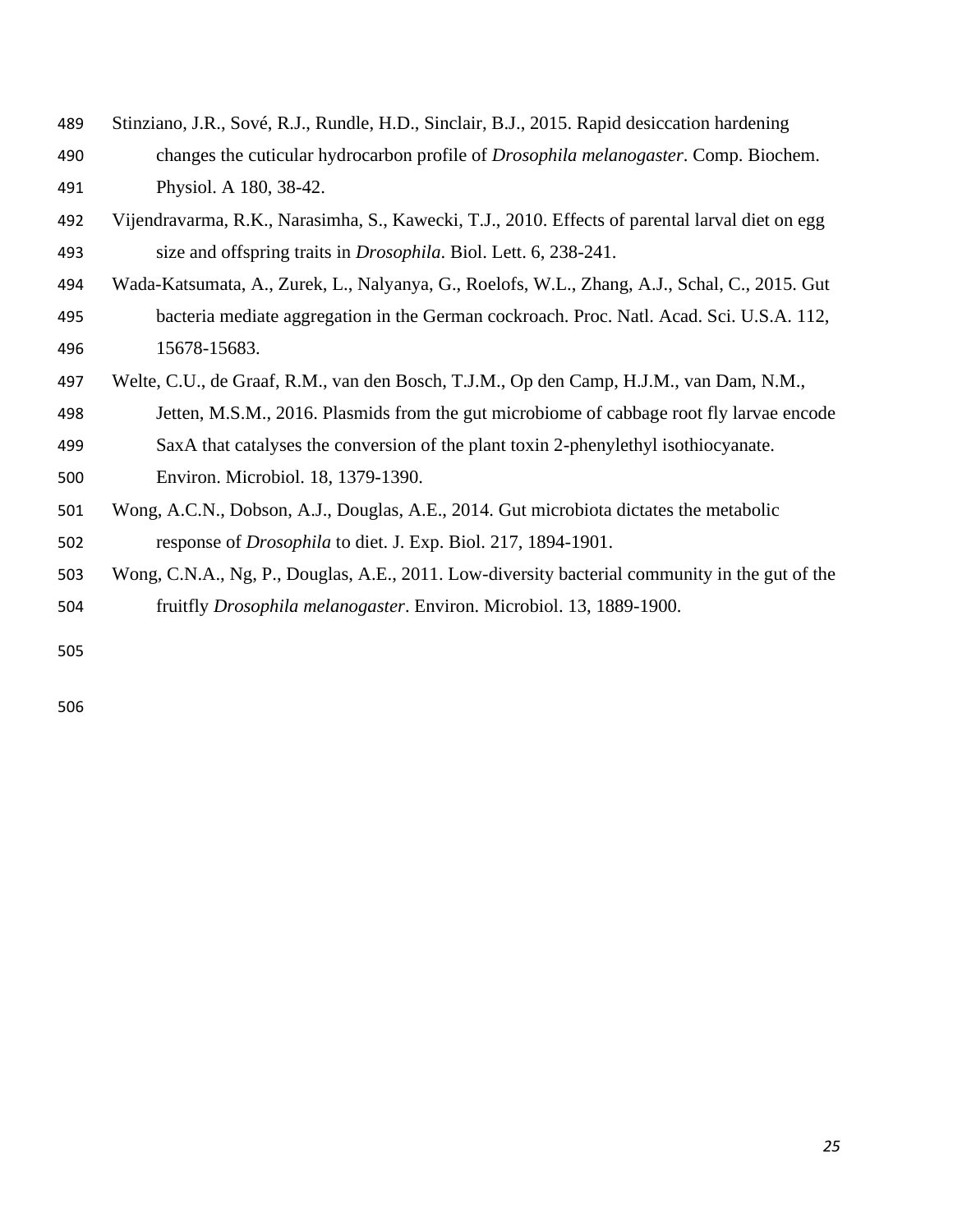Stinziano, J.R., Sové, R.J., Rundle, H.D., Sinclair, B.J., 2015. Rapid desiccation hardening changes the cuticular hydrocarbon profile of *Drosophila melanogaster*. Comp. Biochem. Physiol. A 180, 38-42.

Vijendravarma, R.K., Narasimha, S., Kawecki, T.J., 2010. Effects of parental larval diet on egg size and offspring traits in *Drosophila*. Biol. Lett. 6, 238-241.

Wada-Katsumata, A., Zurek, L., Nalyanya, G., Roelofs, W.L., Zhang, A.J., Schal, C., 2015. Gut bacteria mediate aggregation in the German cockroach. Proc. Natl. Acad. Sci. U.S.A. 112, 15678-15683.

Welte, C.U., de Graaf, R.M., van den Bosch, T.J.M., Op den Camp, H.J.M., van Dam, N.M., Jetten, M.S.M., 2016. Plasmids from the gut microbiome of cabbage root fly larvae encode SaxA that catalyses the conversion of the plant toxin 2-phenylethyl isothiocyanate. Environ. Microbiol. 18, 1379-1390.

Wong, A.C.N., Dobson, A.J., Douglas, A.E., 2014. Gut microbiota dictates the metabolic response of *Drosophila* to diet. J. Exp. Biol. 217, 1894-1901.

Wong, C.N.A., Ng, P., Douglas, A.E., 2011. Low-diversity bacterial community in the gut of the fruitfly *Drosophila melanogaster*. Environ. Microbiol. 13, 1889-1900.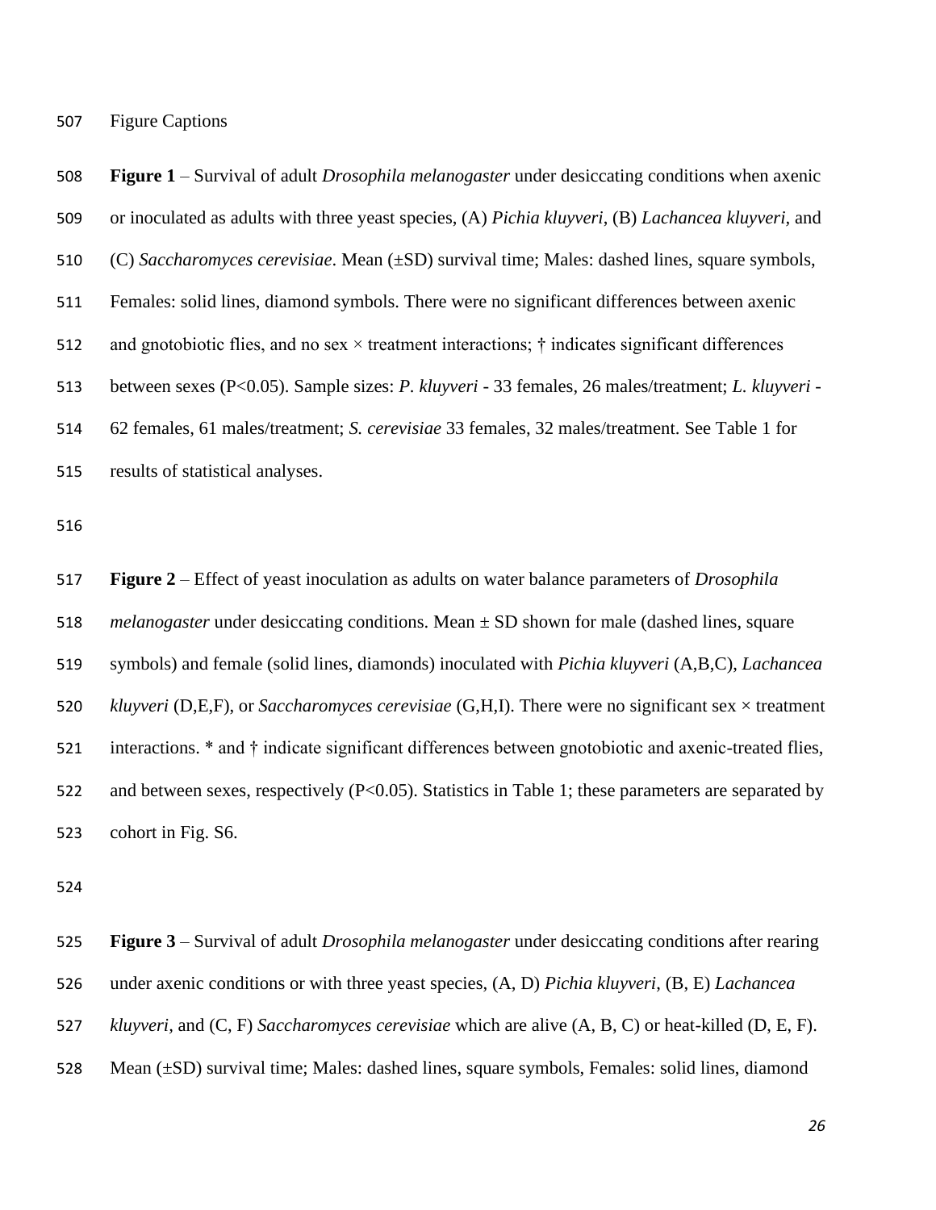Figure Captions

**Figure 1** – Survival of adult *Drosophila melanogaster* under desiccating conditions when axenic or inoculated as adults with three yeast species, (A) *Pichia kluyveri*, (B) *Lachancea kluyveri*, and (C) *Saccharomyces cerevisiae*. Mean (±SD) survival time; Males: dashed lines, square symbols, Females: solid lines, diamond symbols. There were no significant differences between axenic and gnotobiotic flies, and no sex × treatment interactions; **†** indicates significant differences between sexes (P<0.05). Sample sizes: *P. kluyveri* - 33 females, 26 males/treatment; *L. kluyveri* - 62 females, 61 males/treatment; *S. cerevisiae* 33 females, 32 males/treatment. See Table 1 for results of statistical analyses.

**Figure 2** – Effect of yeast inoculation as adults on water balance parameters of *Drosophila melanogaster* under desiccating conditions. Mean ± SD shown for male (dashed lines, square symbols) and female (solid lines, diamonds) inoculated with *Pichia kluyveri* (A,B,C), *Lachancea kluyveri* (D,E,F), or *Saccharomyces cerevisiae* (G,H,I). There were no significant sex × treatment interactions. * and **†** indicate significant differences between gnotobiotic and axenic-treated flies, and between sexes, respectively (P<0.05). Statistics in Table 1; these parameters are separated by cohort in Fig. S6.

**Figure 3** – Survival of adult *Drosophila melanogaster* under desiccating conditions after rearing under axenic conditions or with three yeast species, (A, D) *Pichia kluyveri*, (B, E) *Lachancea kluyveri*, and (C, F) *Saccharomyces cerevisiae* which are alive (A, B, C) or heat-killed (D, E, F). Mean (±SD) survival time; Males: dashed lines, square symbols, Females: solid lines, diamond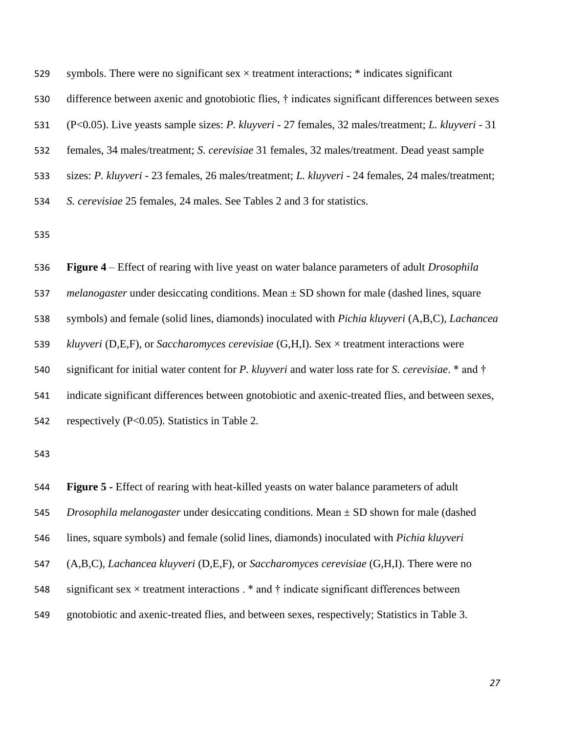symbols. There were no significant sex × treatment interactions; * indicates significant difference between axenic and gnotobiotic flies, † indicates significant differences between sexes (P<0.05). Live yeasts sample sizes: *P. kluyveri* - 27 females, 32 males/treatment; *L. kluyveri* - 31 females, 34 males/treatment; *S. cerevisiae* 31 females, 32 males/treatment. Dead yeast sample sizes: *P. kluyveri* - 23 females, 26 males/treatment; *L. kluyveri* - 24 females, 24 males/treatment; *S. cerevisiae* 25 females, 24 males. See Tables 2 and 3 for statistics.

**Figure 4** – Effect of rearing with live yeast on water balance parameters of adult *Drosophila melanogaster* under desiccating conditions. Mean ± SD shown for male (dashed lines, square symbols) and female (solid lines, diamonds) inoculated with *Pichia kluyveri* (A,B,C), *Lachancea kluyveri* (D,E,F), or *Saccharomyces cerevisiae* (G,H,I). Sex × treatment interactions were significant for initial water content for *P. kluyveri* and water loss rate for *S. cerevisiae*. * and † indicate significant differences between gnotobiotic and axenic-treated flies, and between sexes, respectively (P<0.05). Statistics in Table 2.

**Figure 5 -** Effect of rearing with heat-killed yeasts on water balance parameters of adult *Drosophila melanogaster* under desiccating conditions. Mean ± SD shown for male (dashed lines, square symbols) and female (solid lines, diamonds) inoculated with *Pichia kluyveri* (A,B,C), *Lachancea kluyveri* (D,E,F), or *Saccharomyces cerevisiae* (G,H,I). There were no significant sex × treatment interactions . * and † indicate significant differences between gnotobiotic and axenic-treated flies, and between sexes, respectively; Statistics in Table 3.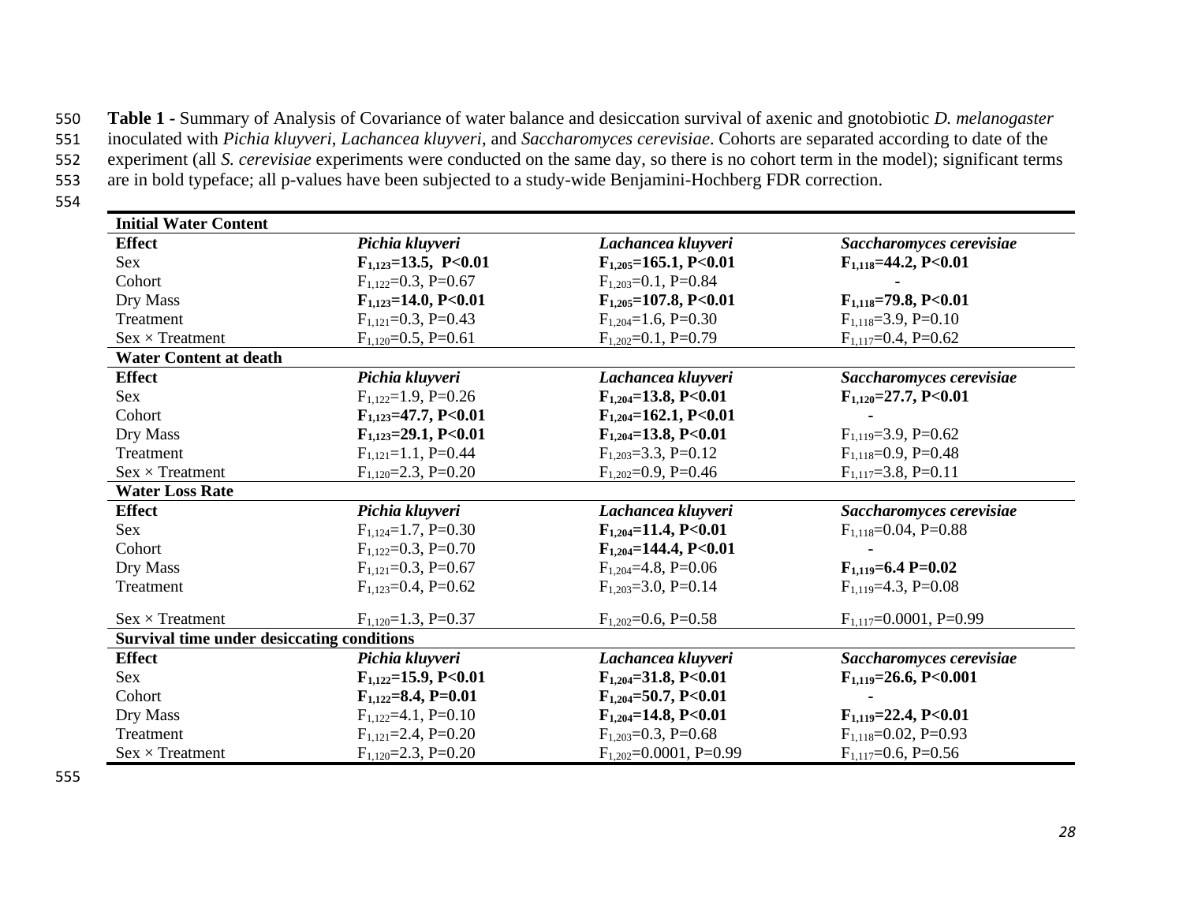**Table 1 -** Summary of Analysis of Covariance of water balance and desiccation survival of axenic and gnotobiotic *D. melanogaster* inoculated with *Pichia kluyveri*, *Lachancea kluyveri*, and *Saccharomyces cerevisiae*. Cohorts are separated according to date of the experiment (all *S. cerevisiae* experiments were conducted on the same day, so there is no cohort term in the model); significant terms are in bold typeface; all p-values have been subjected to a study-wide Benjamini-Hochberg FDR correction.

| **Initial Water Content** | | | |
|---|---|---|---|
| **Effect** | ***Pichia kluyveri*** | ***Lachancea kluyveri*** | ***Saccharomyces cerevisiae*** |
| Sex | $\mathbf{F_{1,123}=13.5,\ P<0.01}$ | $\mathbf{F_{1,205}=165.1,\ P<0.01}$ | $\mathbf{F_{1,118}=44.2,\ P<0.01}$ |
| Cohort | $F_{1,122}=0.3$, $P=0.67$ | $F_{1,203}=0.1$, $P=0.84$ | - |
| Dry Mass | $\mathbf{F_{1,123}=14.0,\ P<0.01}$ | $\mathbf{F_{1,205}=107.8,\ P<0.01}$ | $\mathbf{F_{1,118}=79.8,\ P<0.01}$ |
| Treatment | $F_{1,121}=0.3$, $P=0.43$ | $F_{1,204}=1.6$, $P=0.30$ | $F_{1,118}=3.9$, $P=0.10$ |
| Sex × Treatment | $F_{1,120}=0.5$, $P=0.61$ | $F_{1,202}=0.1$, $P=0.79$ | $F_{1,117}=0.4$, $P=0.62$ |
| **Water Content at death** | | | |
| **Effect** | ***Pichia kluyveri*** | ***Lachancea kluyveri*** | ***Saccharomyces cerevisiae*** |
| Sex | $F_{1,122}=1.9$, $P=0.26$ | $\mathbf{F_{1,204}=13.8,\ P<0.01}$ | $\mathbf{F_{1,120}=27.7,\ P<0.01}$ |
| Cohort | $\mathbf{F_{1,123}=47.7,\ P<0.01}$ | $\mathbf{F_{1,204}=162.1,\ P<0.01}$ | - |
| Dry Mass | $\mathbf{F_{1,123}=29.1,\ P<0.01}$ | $\mathbf{F_{1,204}=13.8,\ P<0.01}$ | $F_{1,119}=3.9$, $P=0.62$ |
| Treatment | $F_{1,121}=1.1$, $P=0.44$ | $F_{1,203}=3.3$, $P=0.12$ | $F_{1,118}=0.9$, $P=0.48$ |
| Sex × Treatment | $F_{1,120}=2.3$, $P=0.20$ | $F_{1,202}=0.9$, $P=0.46$ | $F_{1,117}=3.8$, $P=0.11$ |
| **Water Loss Rate** | | | |
| **Effect** | ***Pichia kluyveri*** | ***Lachancea kluyveri*** | ***Saccharomyces cerevisiae*** |
| Sex | $F_{1,124}=1.7$, $P=0.30$ | $\mathbf{F_{1,204}=11.4,\ P<0.01}$ | $F_{1,118}=0.04$, $P=0.88$ |
| Cohort | $F_{1,122}=0.3$, $P=0.70$ | $\mathbf{F_{1,204}=144.4,\ P<0.01}$ | - |
| Dry Mass | $F_{1,121}=0.3$, $P=0.67$ | $F_{1,204}=4.8$, $P=0.06$ | $\mathbf{F_{1,119}=6.4\ P=0.02}$ |
| Treatment | $F_{1,123}=0.4$, $P=0.62$ | $F_{1,203}=3.0$, $P=0.14$ | $F_{1,119}=4.3$, $P=0.08$ |
| Sex × Treatment | $F_{1,120}=1.3$, $P=0.37$ | $F_{1,202}=0.6$, $P=0.58$ | $F_{1,117}=0.0001$, $P=0.99$ |
| **Survival time under desiccating conditions** | | | |
| **Effect** | ***Pichia kluyveri*** | ***Lachancea kluyveri*** | ***Saccharomyces cerevisiae*** |
| Sex | $\mathbf{F_{1,122}=15.9,\ P<0.01}$ | $\mathbf{F_{1,204}=31.8,\ P<0.01}$ | $\mathbf{F_{1,119}=26.6,\ P<0.001}$ |
| Cohort | $\mathbf{F_{1,122}=8.4,\ P=0.01}$ | $\mathbf{F_{1,204}=50.7,\ P<0.01}$ | - |
| Dry Mass | $F_{1,122}=4.1$, $P=0.10$ | $\mathbf{F_{1,204}=14.8,\ P<0.01}$ | $\mathbf{F_{1,119}=22.4,\ P<0.01}$ |
| Treatment | $F_{1,121}=2.4$, $P=0.20$ | $F_{1,203}=0.3$, $P=0.68$ | $F_{1,118}=0.02$, $P=0.93$ |
| Sex × Treatment | $F_{1,120}=2.3$, $P=0.20$ | $F_{1,202}=0.0001$, $P=0.99$ | $F_{1,117}=0.6$, $P=0.56$ |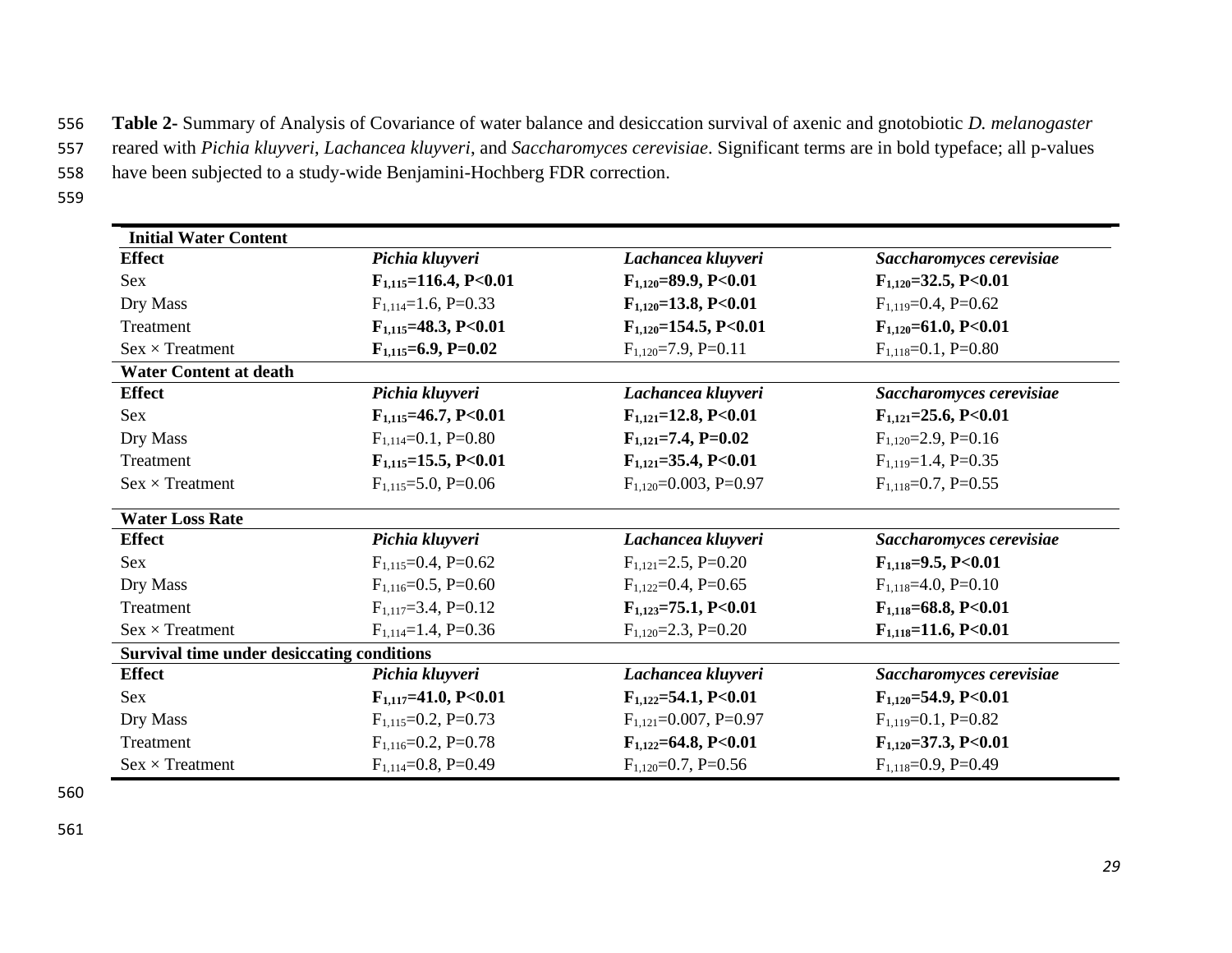**Table 2-** Summary of Analysis of Covariance of water balance and desiccation survival of axenic and gnotobiotic *D. melanogaster* reared with *Pichia kluyveri*, *Lachancea kluyveri*, and *Saccharomyces cerevisiae*. Significant terms are in bold typeface; all p-values have been subjected to a study-wide Benjamini-Hochberg FDR correction.

| **Initial Water Content** | | | |
|---|---|---|---|
| **Effect** | ***Pichia kluyveri*** | ***Lachancea kluyveri*** | ***Saccharomyces cerevisiae*** |
| Sex | **$F_{1,115}$=116.4, P<0.01** | **$F_{1,120}$=89.9, P<0.01** | **$F_{1,120}$=32.5, P<0.01** |
| Dry Mass | $F_{1,114}$=1.6, P=0.33 | **$F_{1,120}$=13.8, P<0.01** | $F_{1,119}$=0.4, P=0.62 |
| Treatment | **$F_{1,115}$=48.3, P<0.01** | **$F_{1,120}$=154.5, P<0.01** | **$F_{1,120}$=61.0, P<0.01** |
| Sex × Treatment | **$F_{1,115}$=6.9, P=0.02** | $F_{1,120}$=7.9, P=0.11 | $F_{1,118}$=0.1, P=0.80 |
| **Water Content at death** | | | |
| **Effect** | ***Pichia kluyveri*** | ***Lachancea kluyveri*** | ***Saccharomyces cerevisiae*** |
| Sex | **$F_{1,115}$=46.7, P<0.01** | **$F_{1,121}$=12.8, P<0.01** | **$F_{1,121}$=25.6, P<0.01** |
| Dry Mass | $F_{1,114}$=0.1, P=0.80 | **$F_{1,121}$=7.4, P=0.02** | $F_{1,120}$=2.9, P=0.16 |
| Treatment | **$F_{1,115}$=15.5, P<0.01** | **$F_{1,121}$=35.4, P<0.01** | $F_{1,119}$=1.4, P=0.35 |
| Sex × Treatment | $F_{1,115}$=5.0, P=0.06 | $F_{1,120}$=0.003, P=0.97 | $F_{1,118}$=0.7, P=0.55 |
| **Water Loss Rate** | | | |
| **Effect** | ***Pichia kluyveri*** | ***Lachancea kluyveri*** | ***Saccharomyces cerevisiae*** |
| Sex | $F_{1,115}$=0.4, P=0.62 | $F_{1,121}$=2.5, P=0.20 | **$F_{1,118}$=9.5, P<0.01** |
| Dry Mass | $F_{1,116}$=0.5, P=0.60 | $F_{1,122}$=0.4, P=0.65 | $F_{1,118}$=4.0, P=0.10 |
| Treatment | $F_{1,117}$=3.4, P=0.12 | **$F_{1,123}$=75.1, P<0.01** | **$F_{1,118}$=68.8, P<0.01** |
| Sex × Treatment | $F_{1,114}$=1.4, P=0.36 | $F_{1,120}$=2.3, P=0.20 | **$F_{1,118}$=11.6, P<0.01** |
| **Survival time under desiccating conditions** | | | |
| **Effect** | ***Pichia kluyveri*** | ***Lachancea kluyveri*** | ***Saccharomyces cerevisiae*** |
| Sex | **$F_{1,117}$=41.0, P<0.01** | **$F_{1,122}$=54.1, P<0.01** | **$F_{1,120}$=54.9, P<0.01** |
| Dry Mass | $F_{1,115}$=0.2, P=0.73 | $F_{1,121}$=0.007, P=0.97 | $F_{1,119}$=0.1, P=0.82 |
| Treatment | $F_{1,116}$=0.2, P=0.78 | **$F_{1,122}$=64.8, P<0.01** | **$F_{1,120}$=37.3, P<0.01** |
| Sex × Treatment | $F_{1,114}$=0.8, P=0.49 | $F_{1,120}$=0.7, P=0.56 | $F_{1,118}$=0.9, P=0.49 |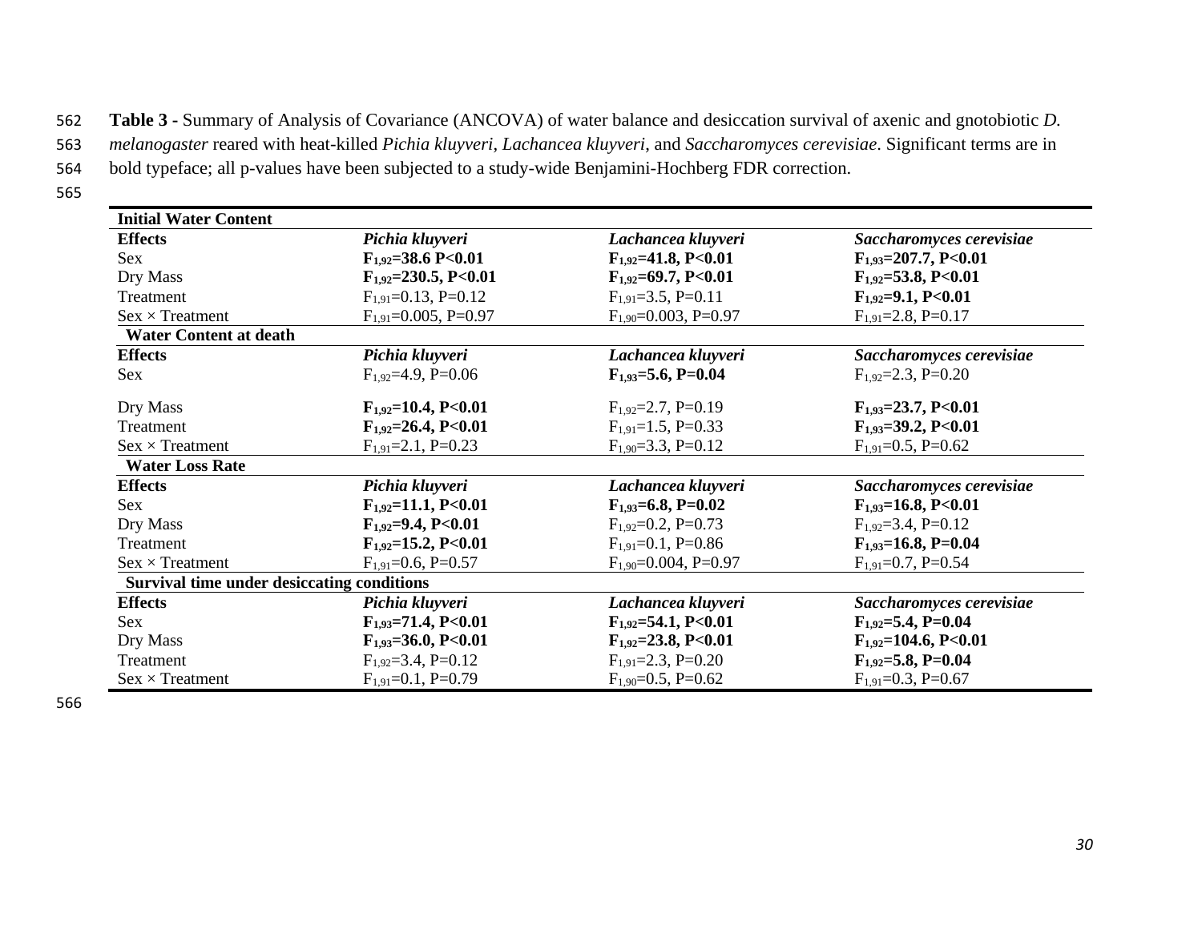**Table 3 -** Summary of Analysis of Covariance (ANCOVA) of water balance and desiccation survival of axenic and gnotobiotic *D. melanogaster* reared with heat-killed *Pichia kluyveri*, *Lachancea kluyveri*, and *Saccharomyces cerevisiae*. Significant terms are in bold typeface; all p-values have been subjected to a study-wide Benjamini-Hochberg FDR correction.

| **Initial Water Content** | | | |
|---|---|---|---|
| **Effects** | ***Pichia kluyveri*** | ***Lachancea kluyveri*** | ***Saccharomyces cerevisiae*** |
| Sex | **$F_{1,92}$=38.6 P<0.01** | **$F_{1,92}$=41.8, P<0.01** | **$F_{1,93}$=207.7, P<0.01** |
| Dry Mass | **$F_{1,92}$=230.5, P<0.01** | **$F_{1,92}$=69.7, P<0.01** | **$F_{1,92}$=53.8, P<0.01** |
| Treatment | $F_{1,91}$=0.13, P=0.12 | $F_{1,91}$=3.5, P=0.11 | **$F_{1,92}$=9.1, P<0.01** |
| Sex × Treatment | $F_{1,91}$=0.005, P=0.97 | $F_{1,90}$=0.003, P=0.97 | $F_{1,91}$=2.8, P=0.17 |
| **Water Content at death** | | | |
| **Effects** | ***Pichia kluyveri*** | ***Lachancea kluyveri*** | ***Saccharomyces cerevisiae*** |
| Sex | $F_{1,92}$=4.9, P=0.06 | **$F_{1,93}$=5.6, P=0.04** | $F_{1,92}$=2.3, P=0.20 |
| Dry Mass | **$F_{1,92}$=10.4, P<0.01** | $F_{1,92}$=2.7, P=0.19 | **$F_{1,93}$=23.7, P<0.01** |
| Treatment | **$F_{1,92}$=26.4, P<0.01** | $F_{1,91}$=1.5, P=0.33 | **$F_{1,93}$=39.2, P<0.01** |
| Sex × Treatment | $F_{1,91}$=2.1, P=0.23 | $F_{1,90}$=3.3, P=0.12 | $F_{1,91}$=0.5, P=0.62 |
| **Water Loss Rate** | | | |
| **Effects** | ***Pichia kluyveri*** | ***Lachancea kluyveri*** | ***Saccharomyces cerevisiae*** |
| Sex | **$F_{1,92}$=11.1, P<0.01** | **$F_{1,93}$=6.8, P=0.02** | **$F_{1,93}$=16.8, P<0.01** |
| Dry Mass | **$F_{1,92}$=9.4, P<0.01** | $F_{1,92}$=0.2, P=0.73 | $F_{1,92}$=3.4, P=0.12 |
| Treatment | **$F_{1,92}$=15.2, P<0.01** | $F_{1,91}$=0.1, P=0.86 | **$F_{1,93}$=16.8, P=0.04** |
| Sex × Treatment | $F_{1,91}$=0.6, P=0.57 | $F_{1,90}$=0.004, P=0.97 | $F_{1,91}$=0.7, P=0.54 |
| **Survival time under desiccating conditions** | | | |
| **Effects** | ***Pichia kluyveri*** | ***Lachancea kluyveri*** | ***Saccharomyces cerevisiae*** |
| Sex | **$F_{1,93}$=71.4, P<0.01** | **$F_{1,92}$=54.1, P<0.01** | **$F_{1,92}$=5.4, P=0.04** |
| Dry Mass | **$F_{1,93}$=36.0, P<0.01** | **$F_{1,92}$=23.8, P<0.01** | **$F_{1,92}$=104.6, P<0.01** |
| Treatment | $F_{1,92}$=3.4, P=0.12 | $F_{1,91}$=2.3, P=0.20 | **$F_{1,92}$=5.8, P=0.04** |
| Sex × Treatment | $F_{1,91}$=0.1, P=0.79 | $F_{1,90}$=0.5, P=0.62 | $F_{1,91}$=0.3, P=0.67 |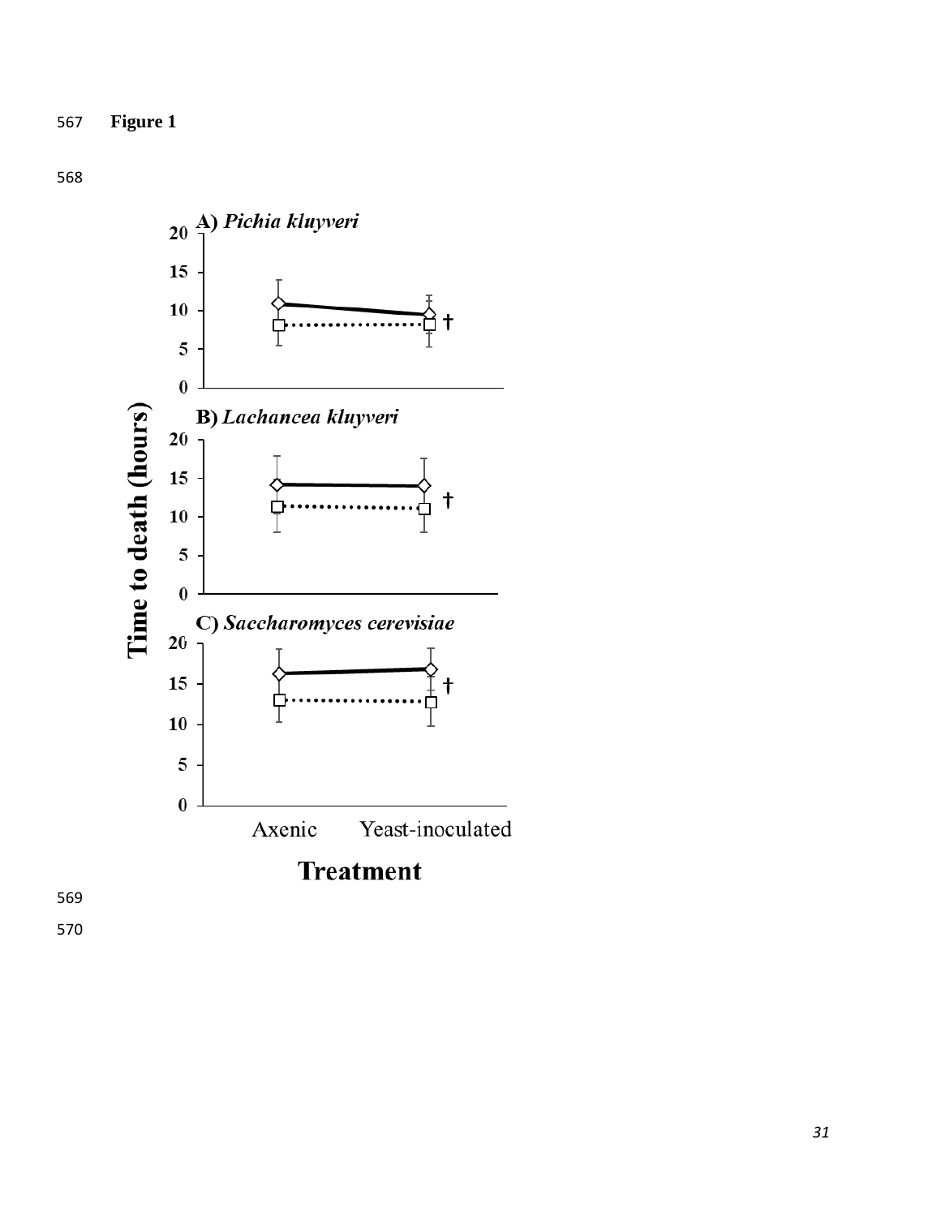**Figure 1**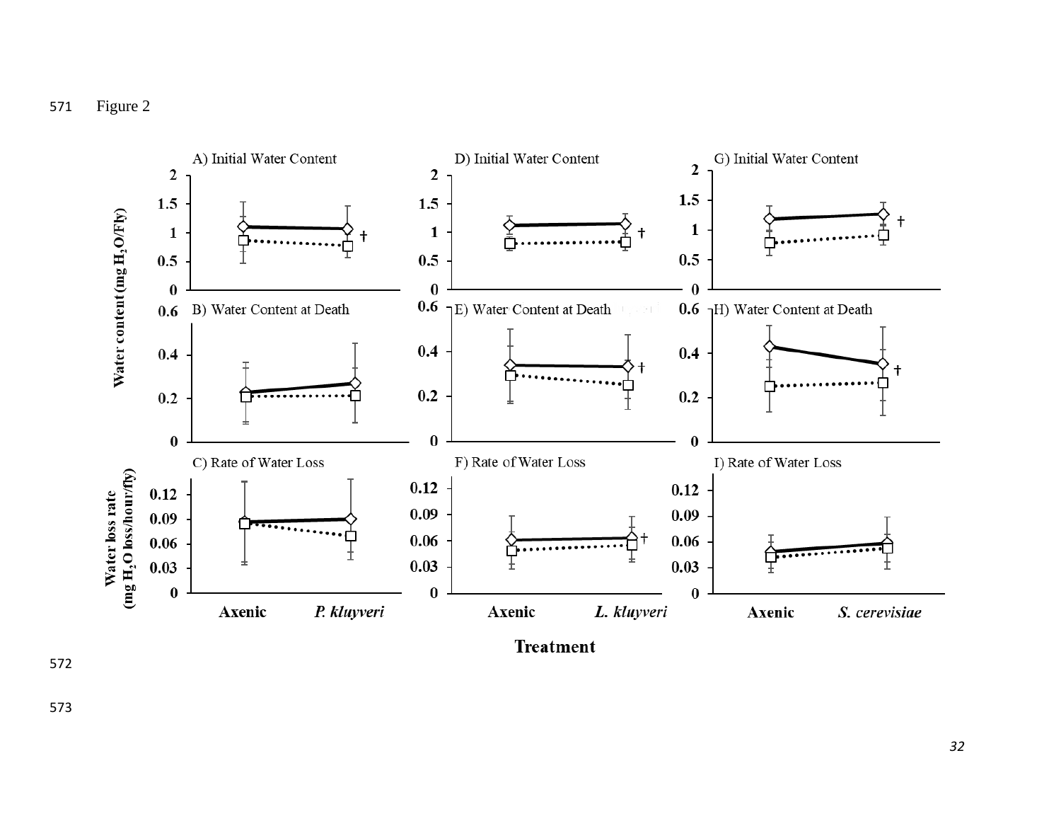Figure 2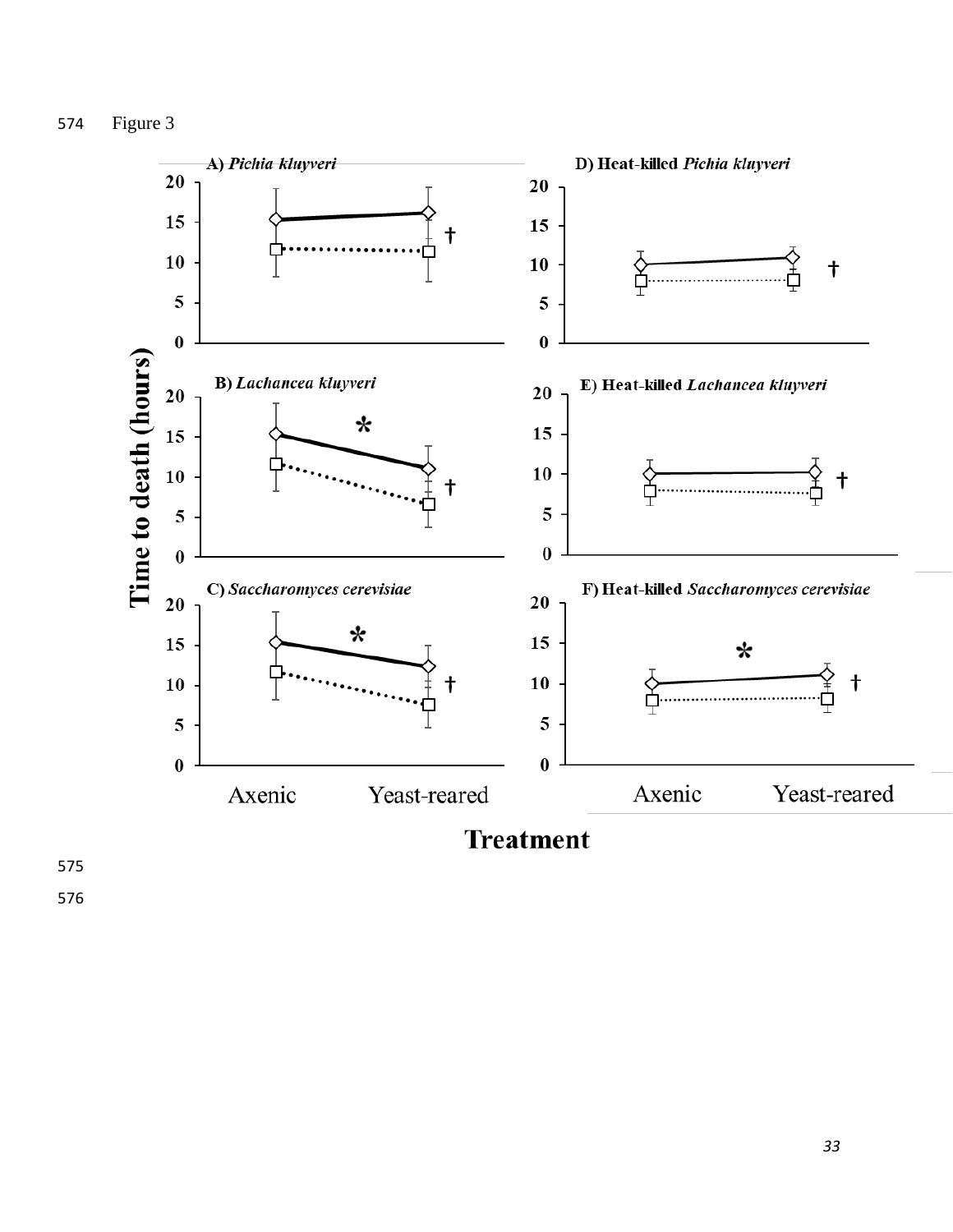Figure 3

A) *Pichia kluyveri*

B) *Lachancea kluyveri*

C) *Saccharomyces cerevisiae*

D) Heat-killed *Pichia kluyveri*

E) Heat-killed *Lachancea kluyveri*

F) Heat-killed *Saccharomyces cerevisiae*

Time to death (hours)

Axenic Yeast-reared

Treatment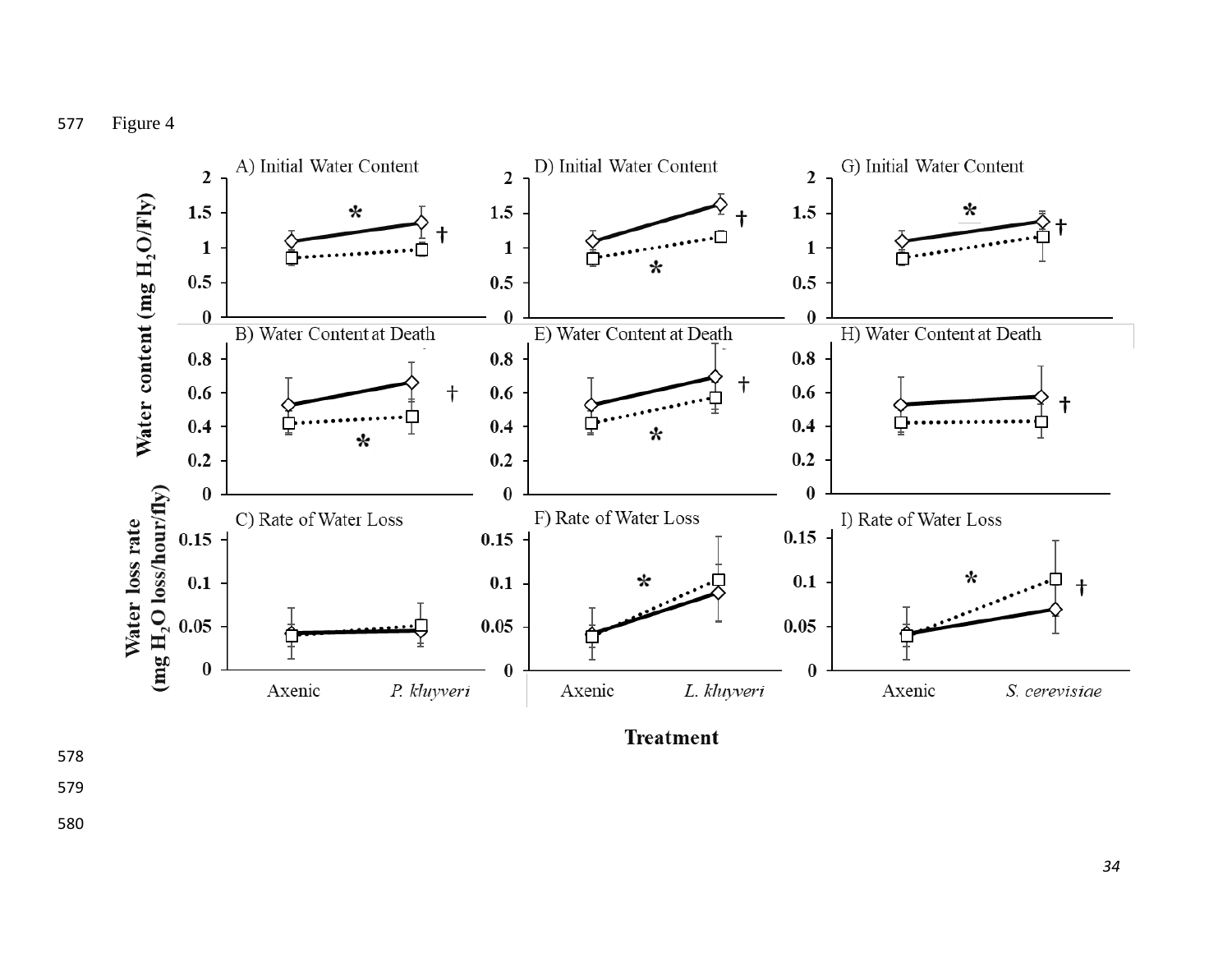Figure 4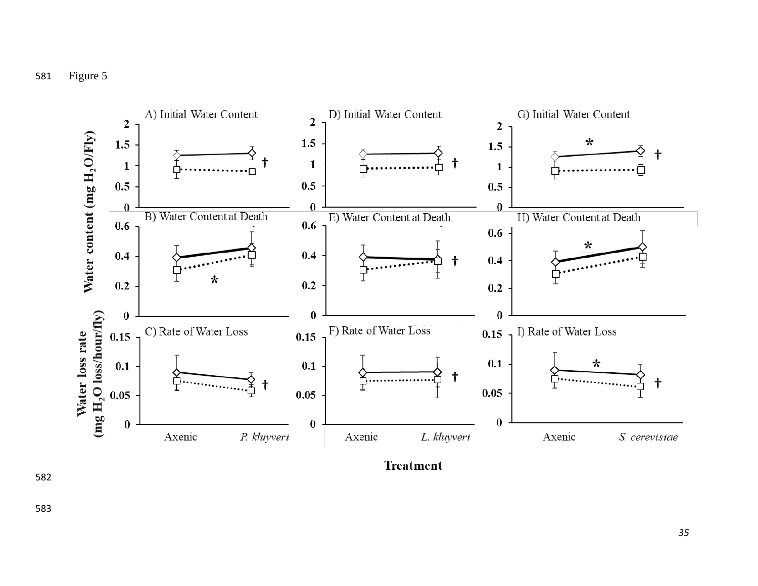Figure 5

A) Initial Water Content

B) Water Content at Death

C) Rate of Water Loss

D) Initial Water Content

E) Water Content at Death

F) Rate of Water Loss

G) Initial Water Content

H) Water Content at Death

I) Rate of Water Loss

Water content (mg $H_2O$/Fly)

Water loss rate (mg $H_2O$ loss/hour/fly)

Axenic *P. kluyveri*

Axenic *L. kluyveri*

Axenic *S. cerevisiae*

Treatment